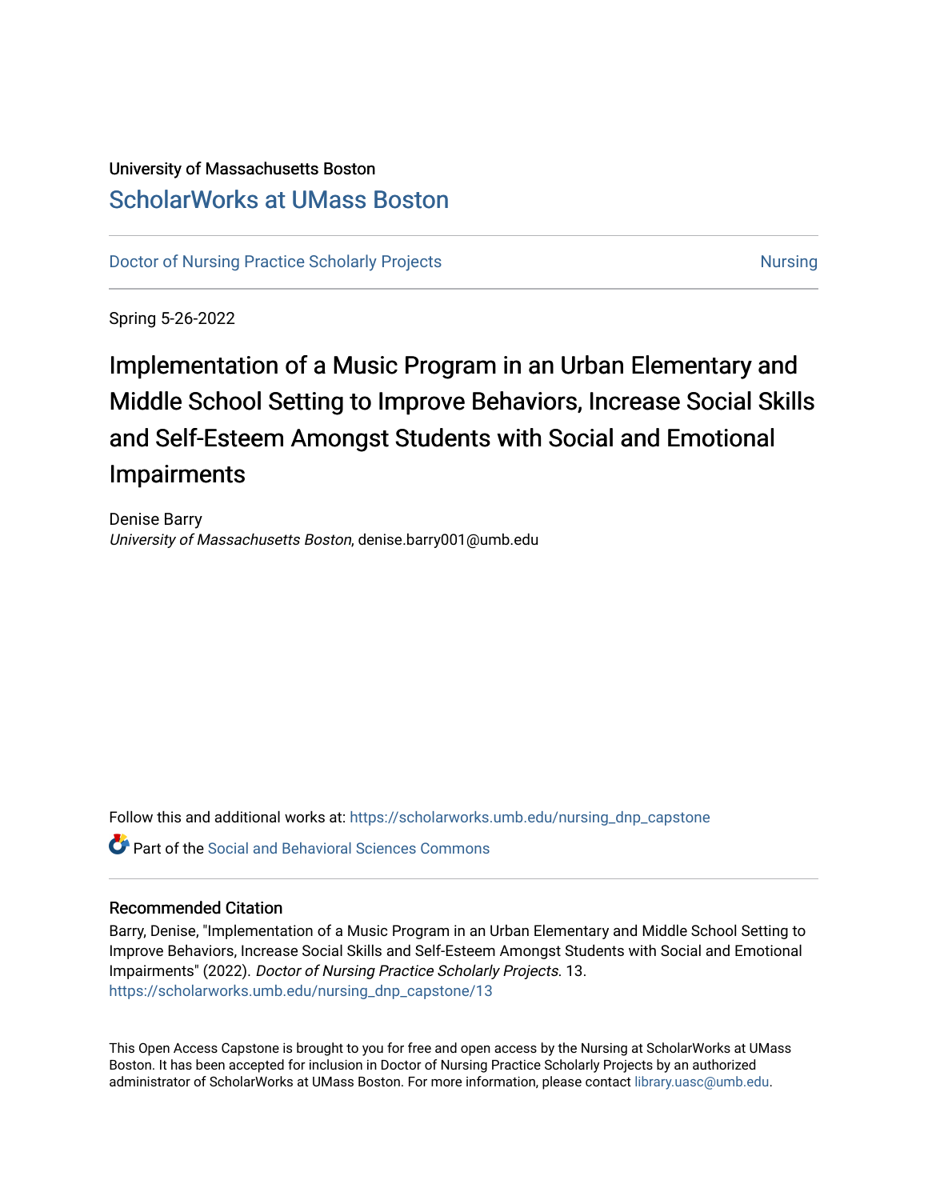University of Massachusetts Boston

## ScholarWorks at UMass Boston

Doctor of Nursing Practice Scholarly Projects | Nursing

Spring 5-26-2022

# Implementation of a Music Program in an Urban Elementary and Middle School Setting to Improve Behaviors, Increase Social Skills and Self-Esteem Amongst Students with Social and Emotional Impairments

Denise Barry
*University of Massachusetts Boston*, denise.barry001@umb.edu

Follow this and additional works at: https://scholarworks.umb.edu/nursing_dnp_capstone

Part of the Social and Behavioral Sciences Commons

### Recommended Citation

Barry, Denise, "Implementation of a Music Program in an Urban Elementary and Middle School Setting to Improve Behaviors, Increase Social Skills and Self-Esteem Amongst Students with Social and Emotional Impairments" (2022). *Doctor of Nursing Practice Scholarly Projects*. 13.
https://scholarworks.umb.edu/nursing_dnp_capstone/13

This Open Access Capstone is brought to you for free and open access by the Nursing at ScholarWorks at UMass Boston. It has been accepted for inclusion in Doctor of Nursing Practice Scholarly Projects by an authorized administrator of ScholarWorks at UMass Boston. For more information, please contact library.uasc@umb.edu.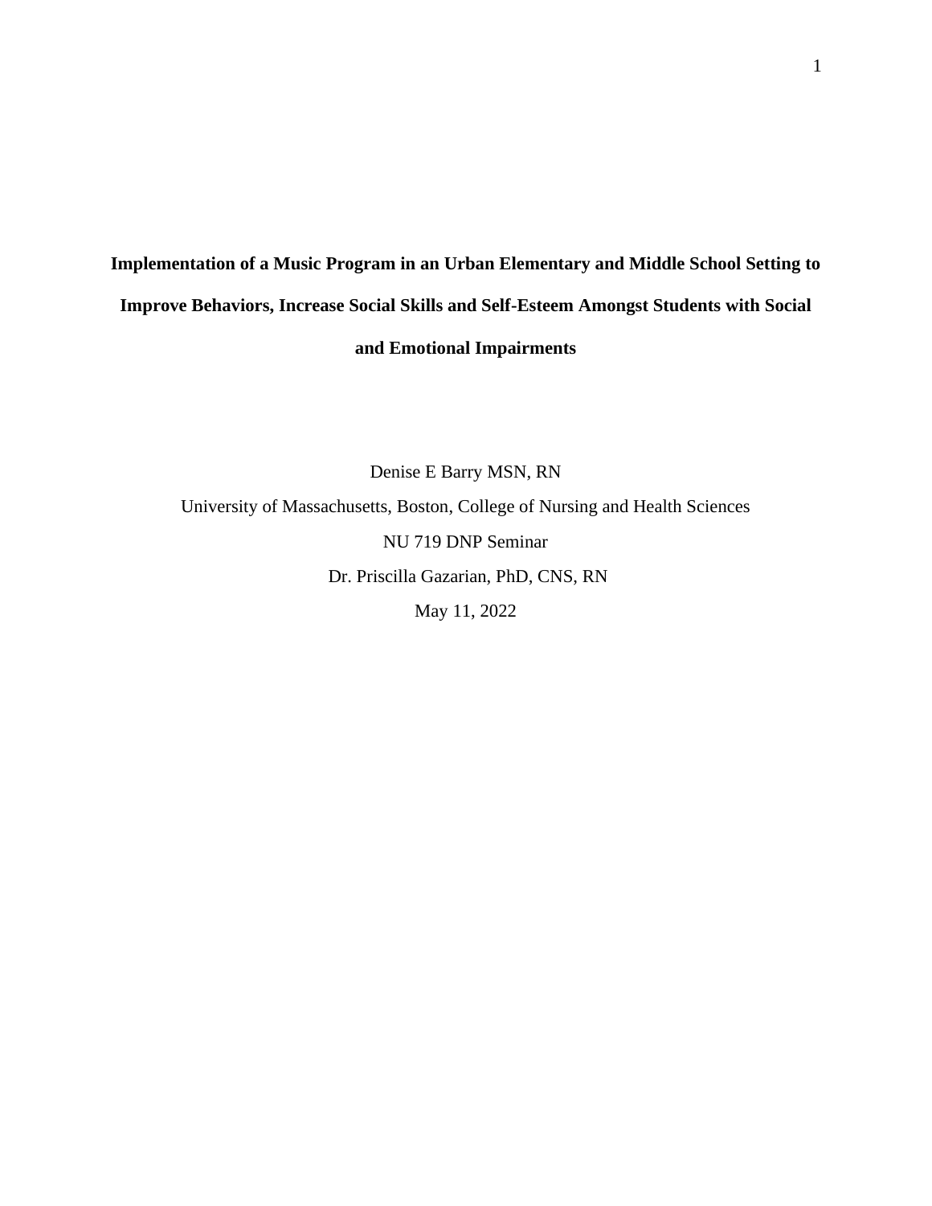# Implementation of a Music Program in an Urban Elementary and Middle School Setting to Improve Behaviors, Increase Social Skills and Self-Esteem Amongst Students with Social and Emotional Impairments

Denise E Barry MSN, RN

University of Massachusetts, Boston, College of Nursing and Health Sciences

NU 719 DNP Seminar

Dr. Priscilla Gazarian, PhD, CNS, RN

May 11, 2022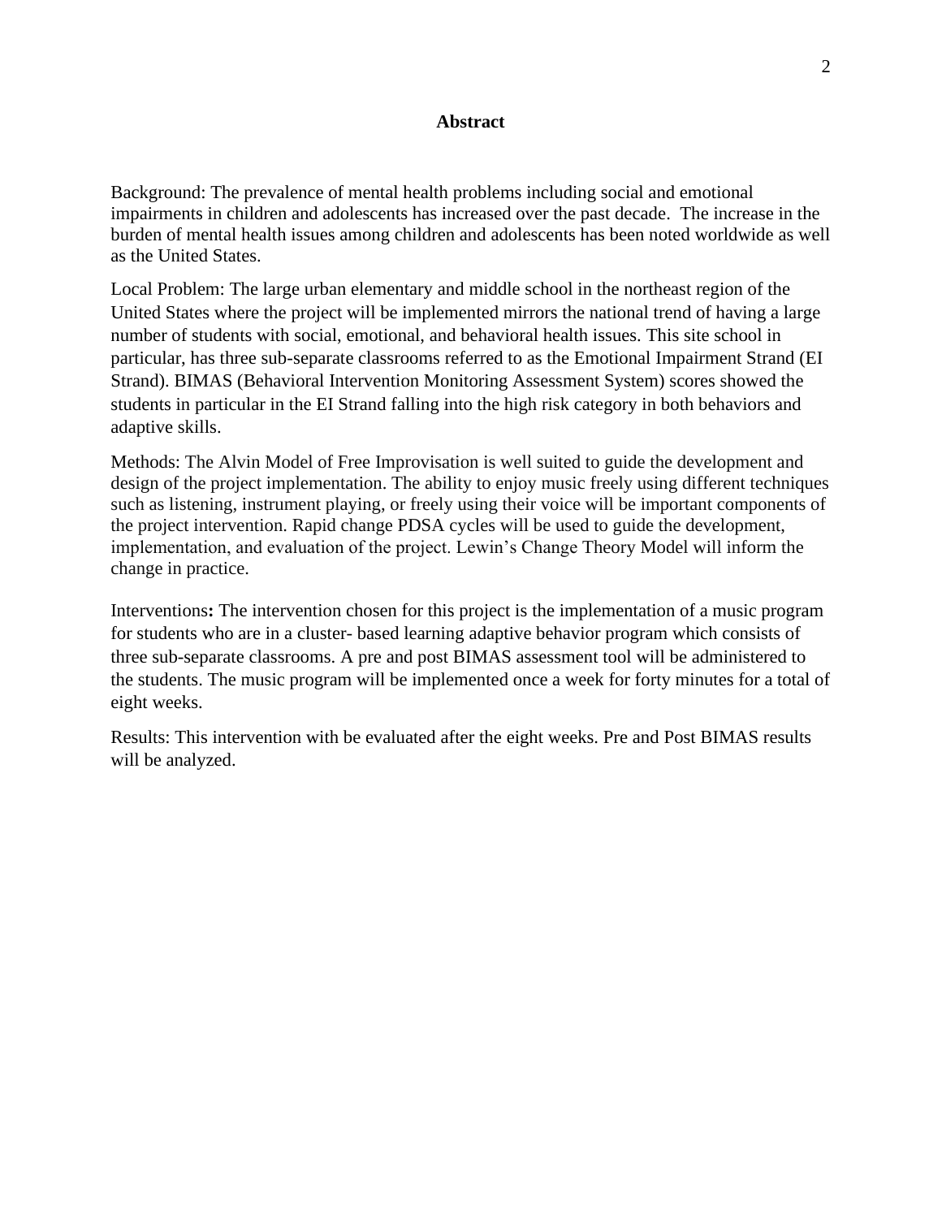# Abstract

Background: The prevalence of mental health problems including social and emotional impairments in children and adolescents has increased over the past decade. The increase in the burden of mental health issues among children and adolescents has been noted worldwide as well as the United States.

Local Problem: The large urban elementary and middle school in the northeast region of the United States where the project will be implemented mirrors the national trend of having a large number of students with social, emotional, and behavioral health issues. This site school in particular, has three sub-separate classrooms referred to as the Emotional Impairment Strand (EI Strand). BIMAS (Behavioral Intervention Monitoring Assessment System) scores showed the students in particular in the EI Strand falling into the high risk category in both behaviors and adaptive skills.

Methods: The Alvin Model of Free Improvisation is well suited to guide the development and design of the project implementation. The ability to enjoy music freely using different techniques such as listening, instrument playing, or freely using their voice will be important components of the project intervention. Rapid change PDSA cycles will be used to guide the development, implementation, and evaluation of the project. Lewin's Change Theory Model will inform the change in practice.

Interventions**:** The intervention chosen for this project is the implementation of a music program for students who are in a cluster- based learning adaptive behavior program which consists of three sub-separate classrooms. A pre and post BIMAS assessment tool will be administered to the students. The music program will be implemented once a week for forty minutes for a total of eight weeks.

Results: This intervention with be evaluated after the eight weeks. Pre and Post BIMAS results will be analyzed.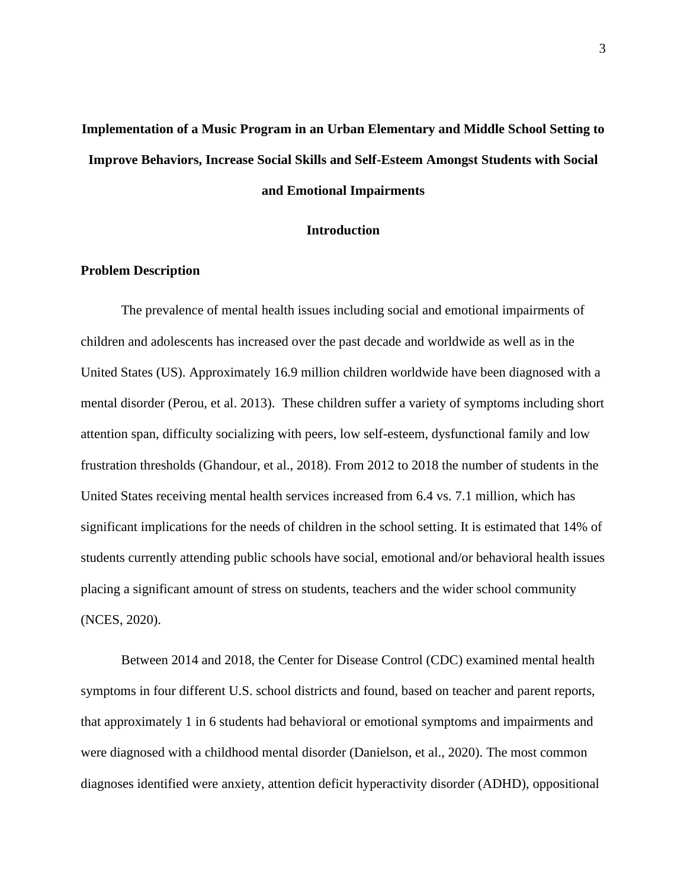# Implementation of a Music Program in an Urban Elementary and Middle School Setting to Improve Behaviors, Increase Social Skills and Self-Esteem Amongst Students with Social and Emotional Impairments

## Introduction

### Problem Description

The prevalence of mental health issues including social and emotional impairments of children and adolescents has increased over the past decade and worldwide as well as in the United States (US). Approximately 16.9 million children worldwide have been diagnosed with a mental disorder (Perou, et al. 2013). These children suffer a variety of symptoms including short attention span, difficulty socializing with peers, low self-esteem, dysfunctional family and low frustration thresholds (Ghandour, et al., 2018). From 2012 to 2018 the number of students in the United States receiving mental health services increased from 6.4 vs. 7.1 million, which has significant implications for the needs of children in the school setting. It is estimated that 14% of students currently attending public schools have social, emotional and/or behavioral health issues placing a significant amount of stress on students, teachers and the wider school community (NCES, 2020).

Between 2014 and 2018, the Center for Disease Control (CDC) examined mental health symptoms in four different U.S. school districts and found, based on teacher and parent reports, that approximately 1 in 6 students had behavioral or emotional symptoms and impairments and were diagnosed with a childhood mental disorder (Danielson, et al., 2020). The most common diagnoses identified were anxiety, attention deficit hyperactivity disorder (ADHD), oppositional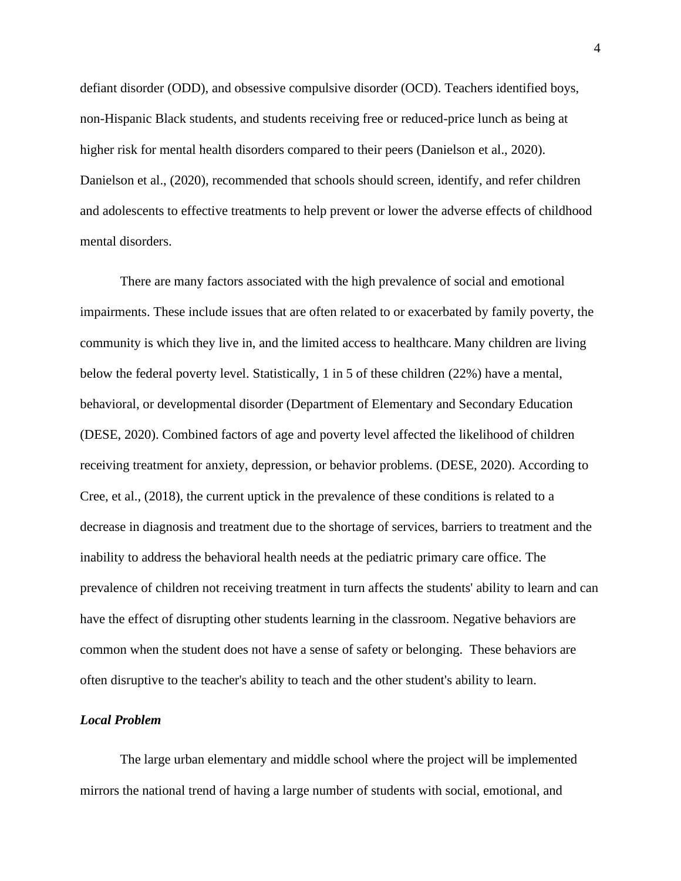defiant disorder (ODD), and obsessive compulsive disorder (OCD). Teachers identified boys, non-Hispanic Black students, and students receiving free or reduced-price lunch as being at higher risk for mental health disorders compared to their peers (Danielson et al., 2020). Danielson et al., (2020), recommended that schools should screen, identify, and refer children and adolescents to effective treatments to help prevent or lower the adverse effects of childhood mental disorders.

There are many factors associated with the high prevalence of social and emotional impairments. These include issues that are often related to or exacerbated by family poverty, the community is which they live in, and the limited access to healthcare. Many children are living below the federal poverty level. Statistically, 1 in 5 of these children (22%) have a mental, behavioral, or developmental disorder (Department of Elementary and Secondary Education (DESE, 2020). Combined factors of age and poverty level affected the likelihood of children receiving treatment for anxiety, depression, or behavior problems. (DESE, 2020). According to Cree, et al., (2018), the current uptick in the prevalence of these conditions is related to a decrease in diagnosis and treatment due to the shortage of services, barriers to treatment and the inability to address the behavioral health needs at the pediatric primary care office. The prevalence of children not receiving treatment in turn affects the students' ability to learn and can have the effect of disrupting other students learning in the classroom. Negative behaviors are common when the student does not have a sense of safety or belonging. These behaviors are often disruptive to the teacher's ability to teach and the other student's ability to learn.

### ***Local Problem***

The large urban elementary and middle school where the project will be implemented mirrors the national trend of having a large number of students with social, emotional, and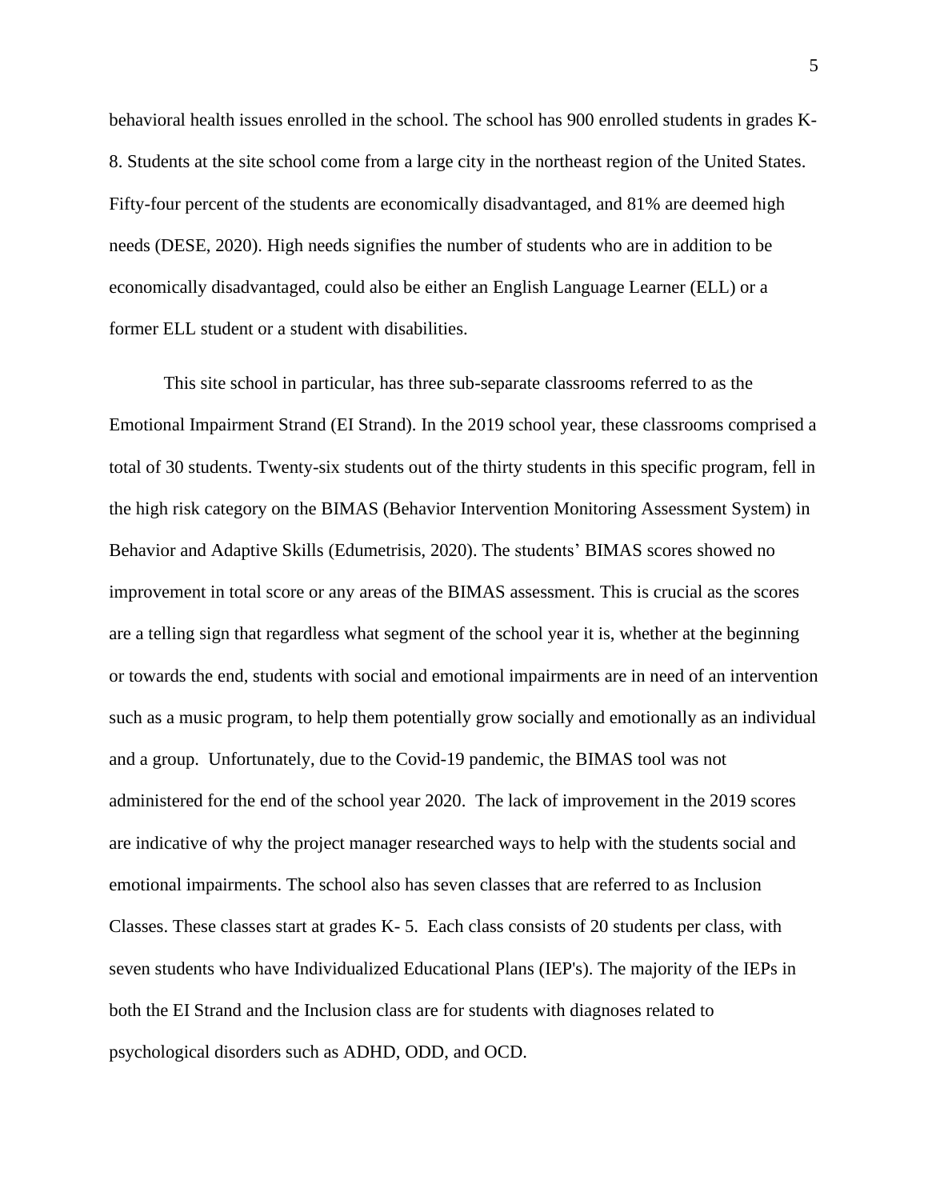behavioral health issues enrolled in the school. The school has 900 enrolled students in grades K-8. Students at the site school come from a large city in the northeast region of the United States. Fifty-four percent of the students are economically disadvantaged, and 81% are deemed high needs (DESE, 2020). High needs signifies the number of students who are in addition to be economically disadvantaged, could also be either an English Language Learner (ELL) or a former ELL student or a student with disabilities.

This site school in particular, has three sub-separate classrooms referred to as the Emotional Impairment Strand (EI Strand). In the 2019 school year, these classrooms comprised a total of 30 students. Twenty-six students out of the thirty students in this specific program, fell in the high risk category on the BIMAS (Behavior Intervention Monitoring Assessment System) in Behavior and Adaptive Skills (Edumetrisis, 2020). The students' BIMAS scores showed no improvement in total score or any areas of the BIMAS assessment. This is crucial as the scores are a telling sign that regardless what segment of the school year it is, whether at the beginning or towards the end, students with social and emotional impairments are in need of an intervention such as a music program, to help them potentially grow socially and emotionally as an individual and a group. Unfortunately, due to the Covid-19 pandemic, the BIMAS tool was not administered for the end of the school year 2020. The lack of improvement in the 2019 scores are indicative of why the project manager researched ways to help with the students social and emotional impairments. The school also has seven classes that are referred to as Inclusion Classes. These classes start at grades K- 5. Each class consists of 20 students per class, with seven students who have Individualized Educational Plans (IEP's). The majority of the IEPs in both the EI Strand and the Inclusion class are for students with diagnoses related to psychological disorders such as ADHD, ODD, and OCD.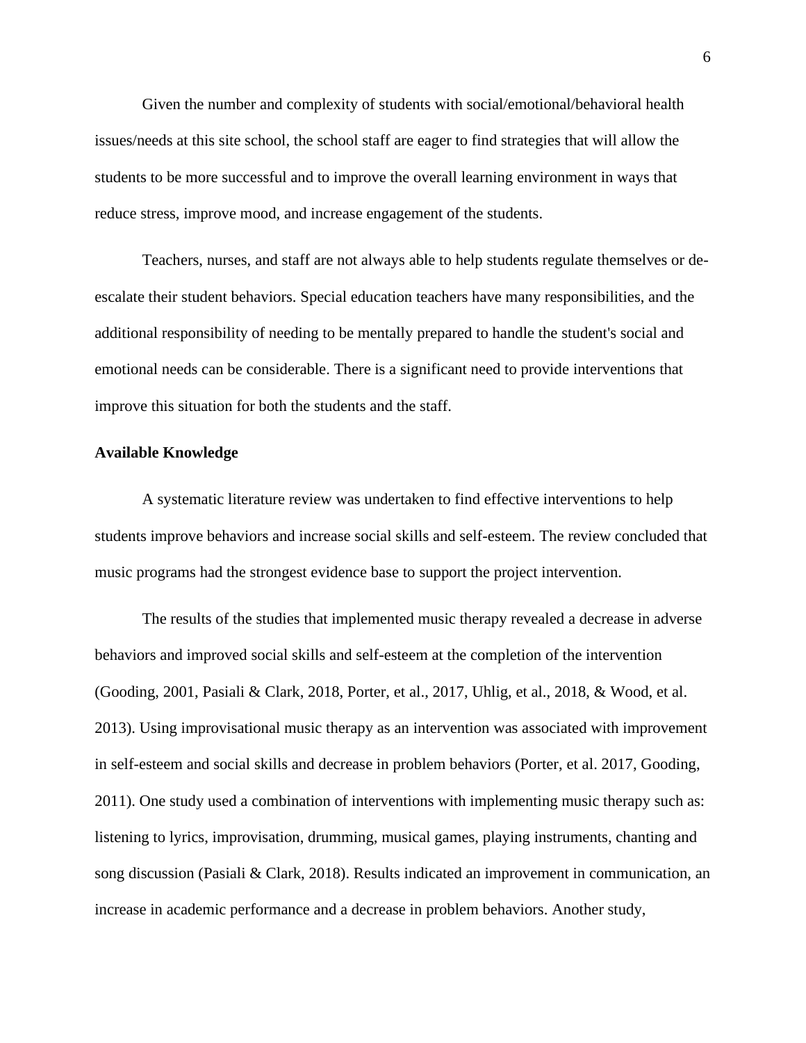Given the number and complexity of students with social/emotional/behavioral health issues/needs at this site school, the school staff are eager to find strategies that will allow the students to be more successful and to improve the overall learning environment in ways that reduce stress, improve mood, and increase engagement of the students.

Teachers, nurses, and staff are not always able to help students regulate themselves or de-escalate their student behaviors. Special education teachers have many responsibilities, and the additional responsibility of needing to be mentally prepared to handle the student's social and emotional needs can be considerable. There is a significant need to provide interventions that improve this situation for both the students and the staff.

**Available Knowledge**

A systematic literature review was undertaken to find effective interventions to help students improve behaviors and increase social skills and self-esteem. The review concluded that music programs had the strongest evidence base to support the project intervention.

The results of the studies that implemented music therapy revealed a decrease in adverse behaviors and improved social skills and self-esteem at the completion of the intervention (Gooding, 2001, Pasiali & Clark, 2018, Porter, et al., 2017, Uhlig, et al., 2018, & Wood, et al. 2013). Using improvisational music therapy as an intervention was associated with improvement in self-esteem and social skills and decrease in problem behaviors (Porter, et al. 2017, Gooding, 2011). One study used a combination of interventions with implementing music therapy such as: listening to lyrics, improvisation, drumming, musical games, playing instruments, chanting and song discussion (Pasiali & Clark, 2018). Results indicated an improvement in communication, an increase in academic performance and a decrease in problem behaviors. Another study,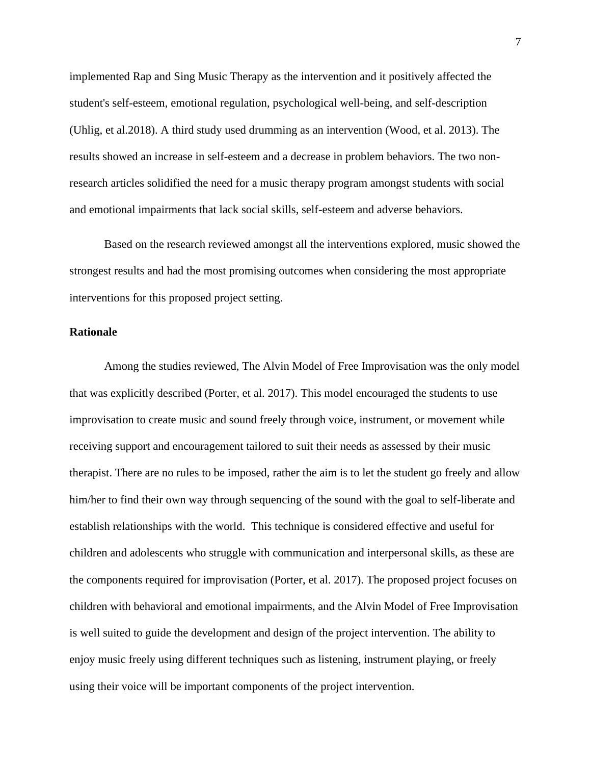implemented Rap and Sing Music Therapy as the intervention and it positively affected the student's self-esteem, emotional regulation, psychological well-being, and self-description (Uhlig, et al.2018). A third study used drumming as an intervention (Wood, et al. 2013). The results showed an increase in self-esteem and a decrease in problem behaviors. The two non-research articles solidified the need for a music therapy program amongst students with social and emotional impairments that lack social skills, self-esteem and adverse behaviors.

Based on the research reviewed amongst all the interventions explored, music showed the strongest results and had the most promising outcomes when considering the most appropriate interventions for this proposed project setting.

**Rationale**

Among the studies reviewed, The Alvin Model of Free Improvisation was the only model that was explicitly described (Porter, et al. 2017). This model encouraged the students to use improvisation to create music and sound freely through voice, instrument, or movement while receiving support and encouragement tailored to suit their needs as assessed by their music therapist. There are no rules to be imposed, rather the aim is to let the student go freely and allow him/her to find their own way through sequencing of the sound with the goal to self-liberate and establish relationships with the world.  This technique is considered effective and useful for children and adolescents who struggle with communication and interpersonal skills, as these are the components required for improvisation (Porter, et al. 2017). The proposed project focuses on children with behavioral and emotional impairments, and the Alvin Model of Free Improvisation is well suited to guide the development and design of the project intervention. The ability to enjoy music freely using different techniques such as listening, instrument playing, or freely using their voice will be important components of the project intervention.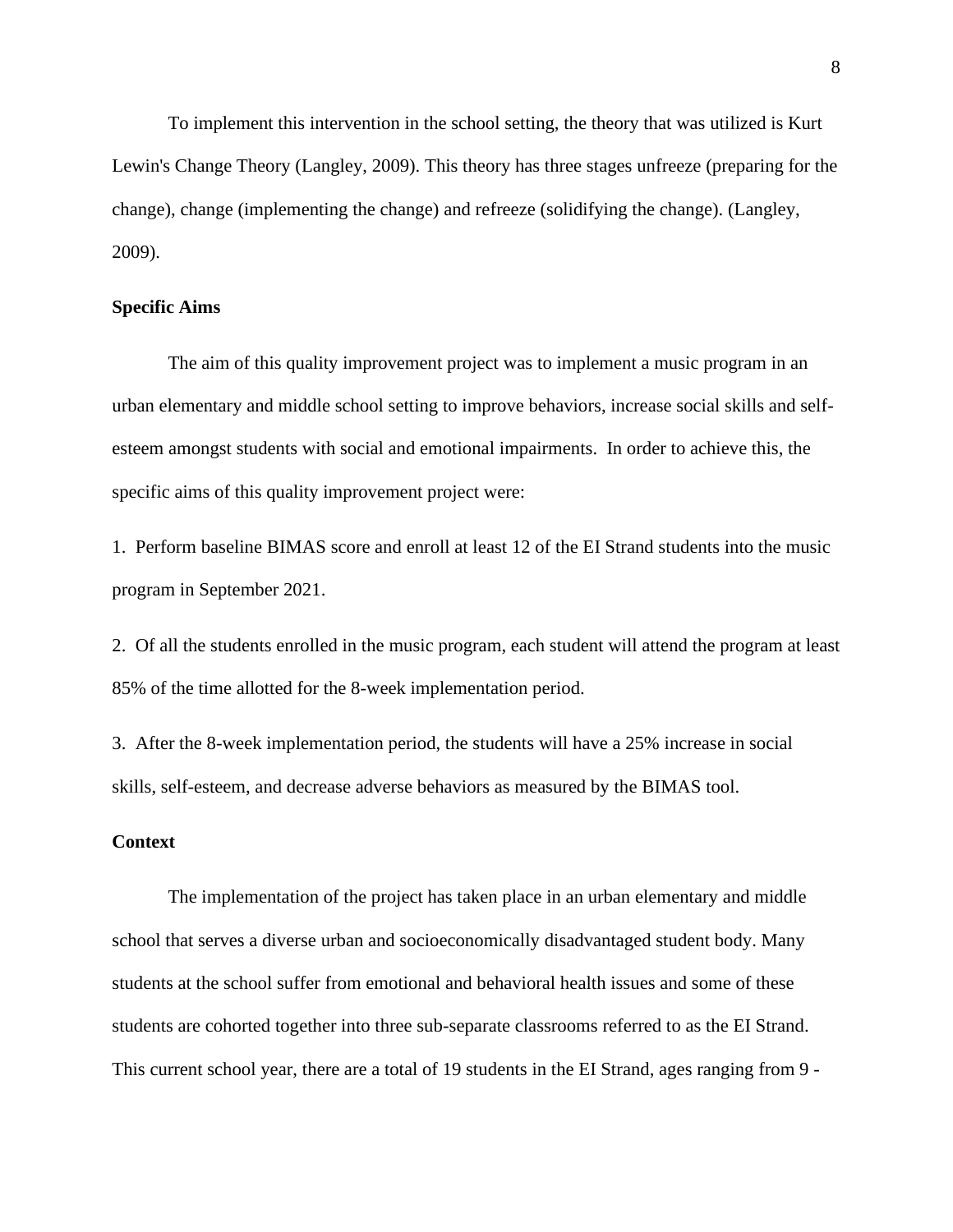To implement this intervention in the school setting, the theory that was utilized is Kurt Lewin's Change Theory (Langley, 2009). This theory has three stages unfreeze (preparing for the change), change (implementing the change) and refreeze (solidifying the change). (Langley, 2009).

**Specific Aims**

The aim of this quality improvement project was to implement a music program in an urban elementary and middle school setting to improve behaviors, increase social skills and self-esteem amongst students with social and emotional impairments. In order to achieve this, the specific aims of this quality improvement project were:

1. Perform baseline BIMAS score and enroll at least 12 of the EI Strand students into the music program in September 2021.

2. Of all the students enrolled in the music program, each student will attend the program at least 85% of the time allotted for the 8-week implementation period.

3. After the 8-week implementation period, the students will have a 25% increase in social skills, self-esteem, and decrease adverse behaviors as measured by the BIMAS tool.

**Context**

The implementation of the project has taken place in an urban elementary and middle school that serves a diverse urban and socioeconomically disadvantaged student body. Many students at the school suffer from emotional and behavioral health issues and some of these students are cohorted together into three sub-separate classrooms referred to as the EI Strand. This current school year, there are a total of 19 students in the EI Strand, ages ranging from 9 -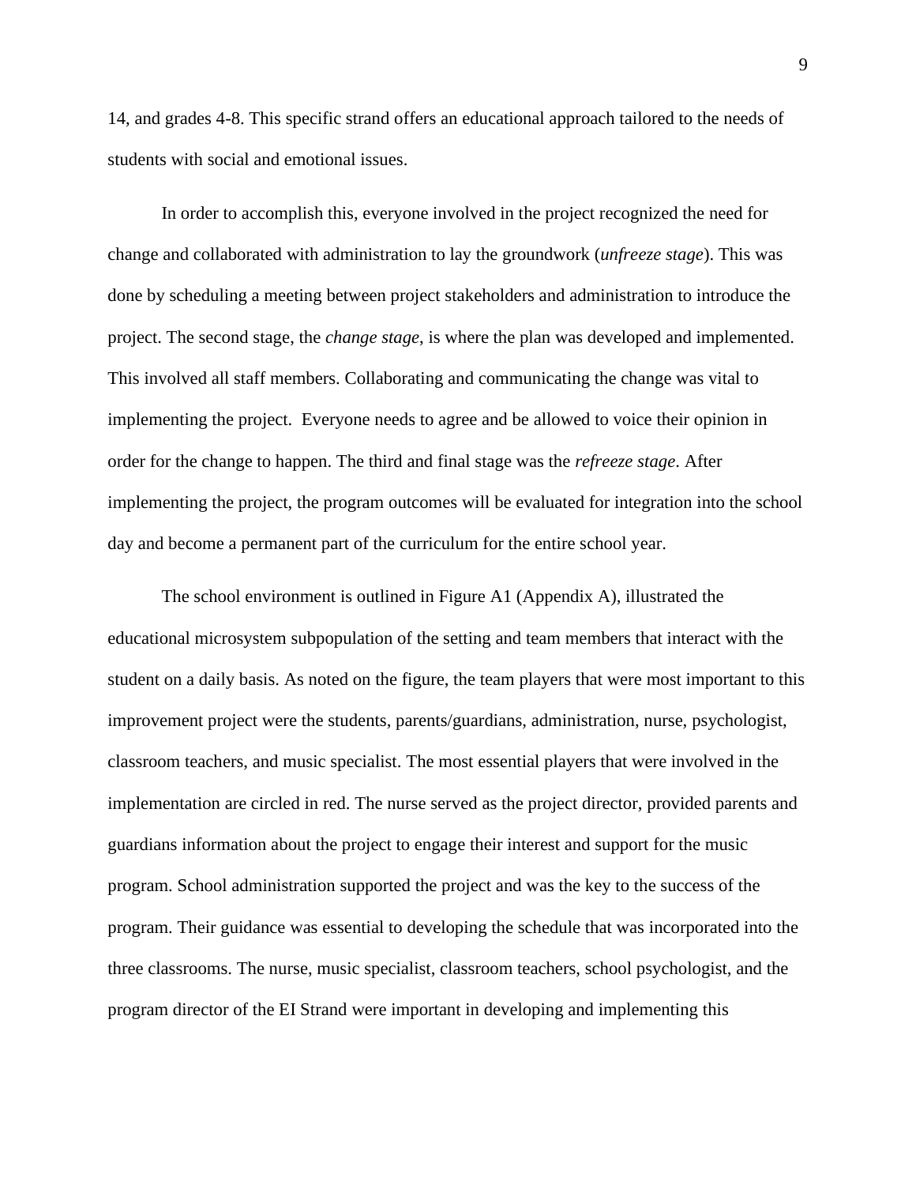14, and grades 4-8. This specific strand offers an educational approach tailored to the needs of students with social and emotional issues.

In order to accomplish this, everyone involved in the project recognized the need for change and collaborated with administration to lay the groundwork (*unfreeze stage*). This was done by scheduling a meeting between project stakeholders and administration to introduce the project. The second stage, the *change stage*, is where the plan was developed and implemented. This involved all staff members. Collaborating and communicating the change was vital to implementing the project. Everyone needs to agree and be allowed to voice their opinion in order for the change to happen. The third and final stage was the *refreeze stage*. After implementing the project, the program outcomes will be evaluated for integration into the school day and become a permanent part of the curriculum for the entire school year.

The school environment is outlined in Figure A1 (Appendix A), illustrated the educational microsystem subpopulation of the setting and team members that interact with the student on a daily basis. As noted on the figure, the team players that were most important to this improvement project were the students, parents/guardians, administration, nurse, psychologist, classroom teachers, and music specialist. The most essential players that were involved in the implementation are circled in red. The nurse served as the project director, provided parents and guardians information about the project to engage their interest and support for the music program. School administration supported the project and was the key to the success of the program. Their guidance was essential to developing the schedule that was incorporated into the three classrooms. The nurse, music specialist, classroom teachers, school psychologist, and the program director of the EI Strand were important in developing and implementing this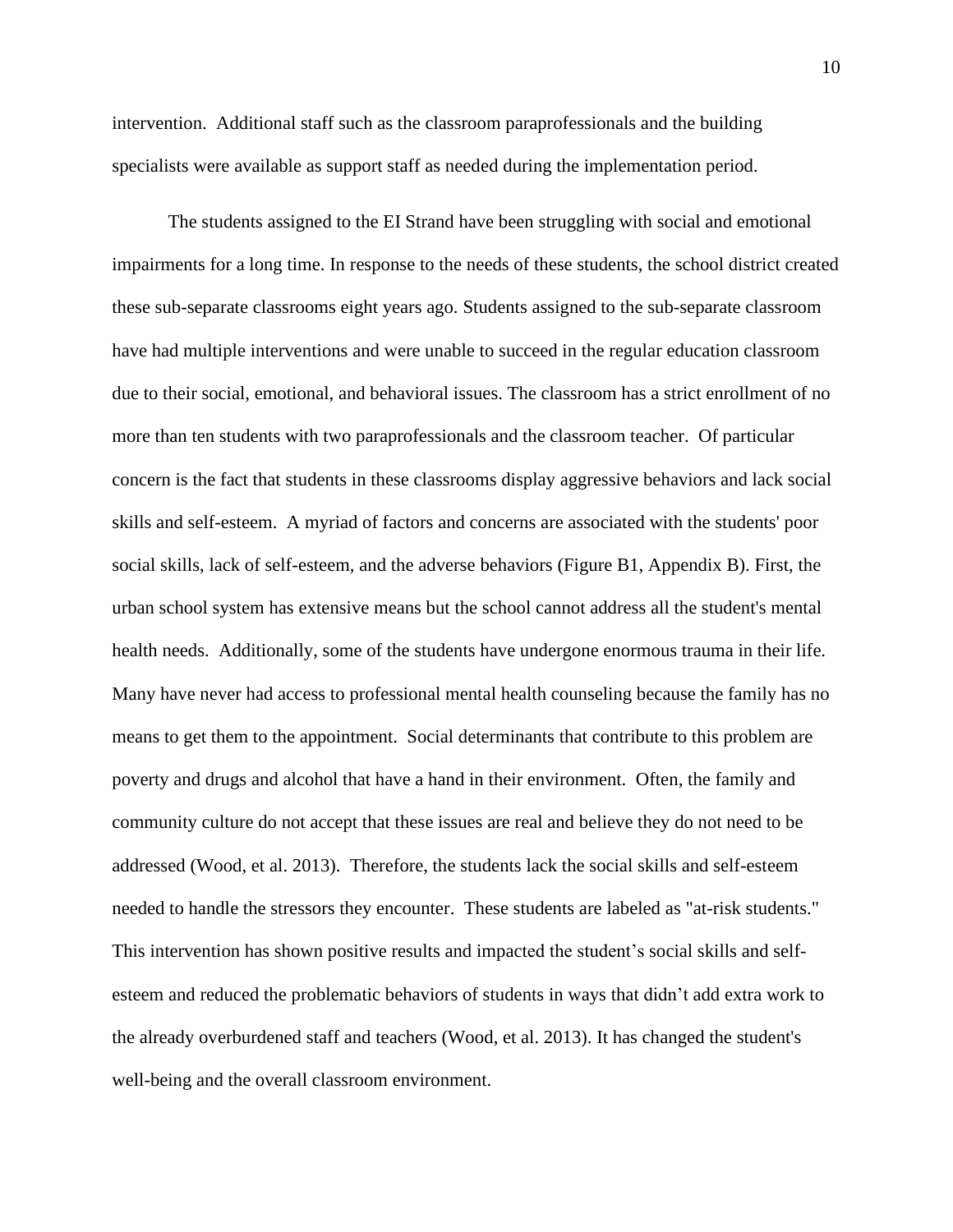intervention. Additional staff such as the classroom paraprofessionals and the building specialists were available as support staff as needed during the implementation period.

The students assigned to the EI Strand have been struggling with social and emotional impairments for a long time. In response to the needs of these students, the school district created these sub-separate classrooms eight years ago. Students assigned to the sub-separate classroom have had multiple interventions and were unable to succeed in the regular education classroom due to their social, emotional, and behavioral issues. The classroom has a strict enrollment of no more than ten students with two paraprofessionals and the classroom teacher. Of particular concern is the fact that students in these classrooms display aggressive behaviors and lack social skills and self-esteem. A myriad of factors and concerns are associated with the students' poor social skills, lack of self-esteem, and the adverse behaviors (Figure B1, Appendix B). First, the urban school system has extensive means but the school cannot address all the student's mental health needs. Additionally, some of the students have undergone enormous trauma in their life. Many have never had access to professional mental health counseling because the family has no means to get them to the appointment. Social determinants that contribute to this problem are poverty and drugs and alcohol that have a hand in their environment. Often, the family and community culture do not accept that these issues are real and believe they do not need to be addressed (Wood, et al. 2013). Therefore, the students lack the social skills and self-esteem needed to handle the stressors they encounter. These students are labeled as "at-risk students." This intervention has shown positive results and impacted the student's social skills and self-esteem and reduced the problematic behaviors of students in ways that didn't add extra work to the already overburdened staff and teachers (Wood, et al. 2013). It has changed the student's well-being and the overall classroom environment.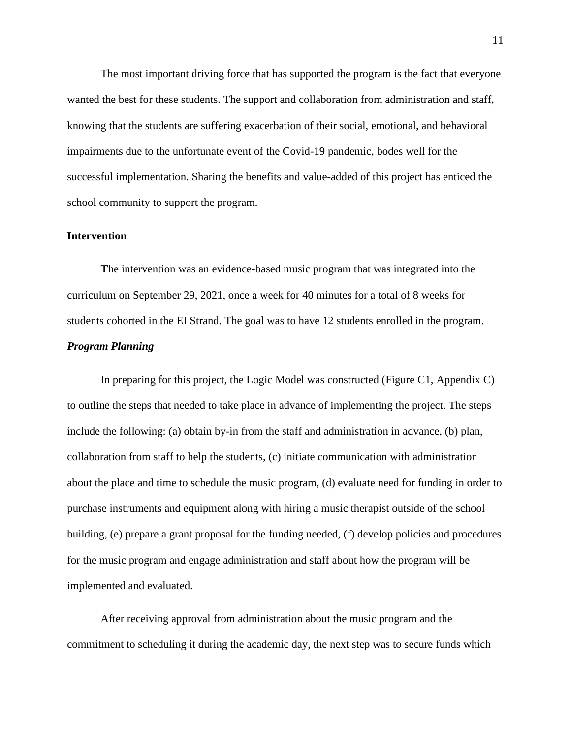The most important driving force that has supported the program is the fact that everyone wanted the best for these students. The support and collaboration from administration and staff, knowing that the students are suffering exacerbation of their social, emotional, and behavioral impairments due to the unfortunate event of the Covid-19 pandemic, bodes well for the successful implementation. Sharing the benefits and value-added of this project has enticed the school community to support the program.

**Intervention**

**T**he intervention was an evidence-based music program that was integrated into the curriculum on September 29, 2021, once a week for 40 minutes for a total of 8 weeks for students cohorted in the EI Strand. The goal was to have 12 students enrolled in the program.

***Program Planning***

In preparing for this project, the Logic Model was constructed (Figure C1, Appendix C) to outline the steps that needed to take place in advance of implementing the project. The steps include the following: (a) obtain by-in from the staff and administration in advance, (b) plan, collaboration from staff to help the students, (c) initiate communication with administration about the place and time to schedule the music program, (d) evaluate need for funding in order to purchase instruments and equipment along with hiring a music therapist outside of the school building, (e) prepare a grant proposal for the funding needed, (f) develop policies and procedures for the music program and engage administration and staff about how the program will be implemented and evaluated.

After receiving approval from administration about the music program and the commitment to scheduling it during the academic day, the next step was to secure funds which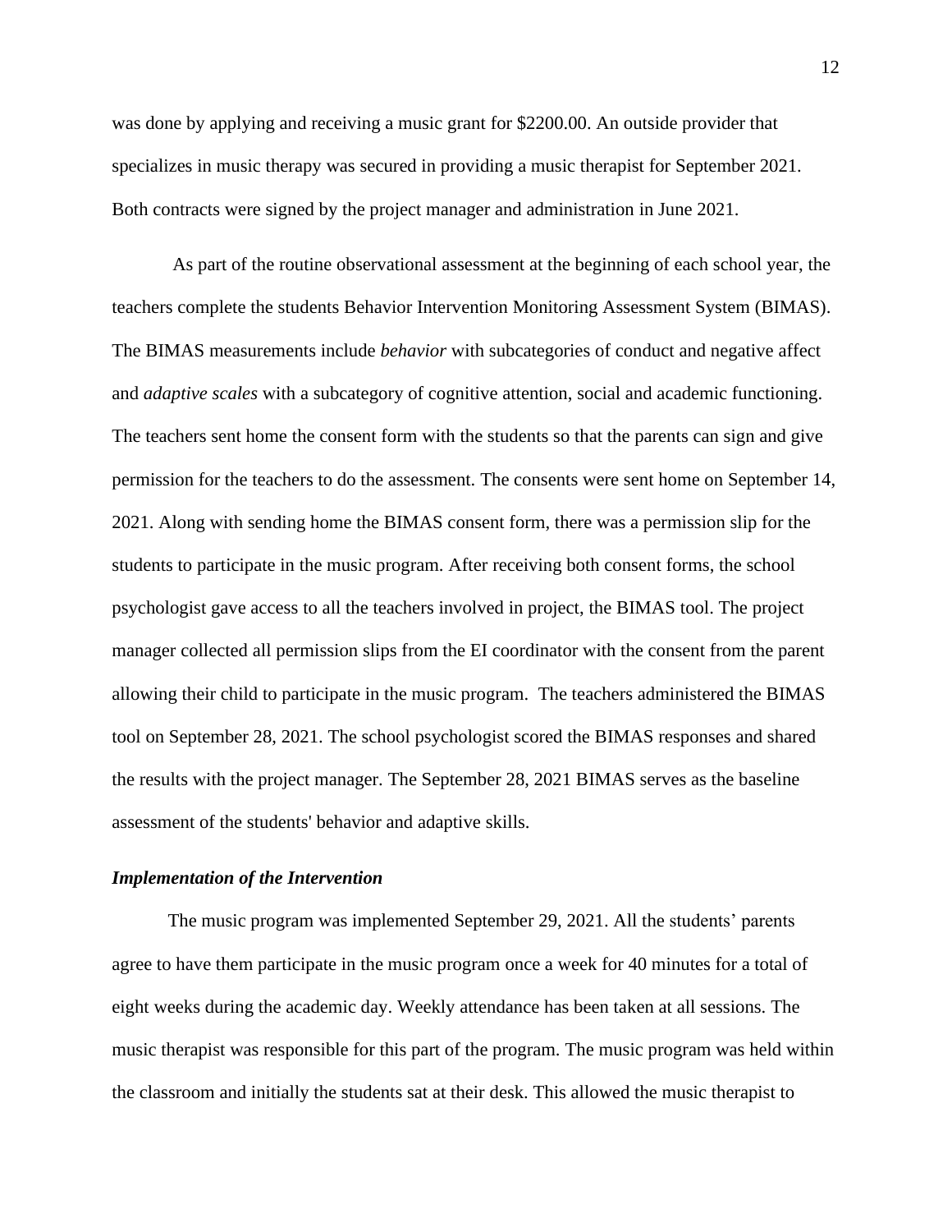was done by applying and receiving a music grant for $2200.00. An outside provider that specializes in music therapy was secured in providing a music therapist for September 2021. Both contracts were signed by the project manager and administration in June 2021.

As part of the routine observational assessment at the beginning of each school year, the teachers complete the students Behavior Intervention Monitoring Assessment System (BIMAS). The BIMAS measurements include *behavior* with subcategories of conduct and negative affect and *adaptive scales* with a subcategory of cognitive attention, social and academic functioning. The teachers sent home the consent form with the students so that the parents can sign and give permission for the teachers to do the assessment. The consents were sent home on September 14, 2021. Along with sending home the BIMAS consent form, there was a permission slip for the students to participate in the music program. After receiving both consent forms, the school psychologist gave access to all the teachers involved in project, the BIMAS tool. The project manager collected all permission slips from the EI coordinator with the consent from the parent allowing their child to participate in the music program. The teachers administered the BIMAS tool on September 28, 2021. The school psychologist scored the BIMAS responses and shared the results with the project manager. The September 28, 2021 BIMAS serves as the baseline assessment of the students' behavior and adaptive skills.

***Implementation of the Intervention***

The music program was implemented September 29, 2021. All the students' parents agree to have them participate in the music program once a week for 40 minutes for a total of eight weeks during the academic day. Weekly attendance has been taken at all sessions. The music therapist was responsible for this part of the program. The music program was held within the classroom and initially the students sat at their desk. This allowed the music therapist to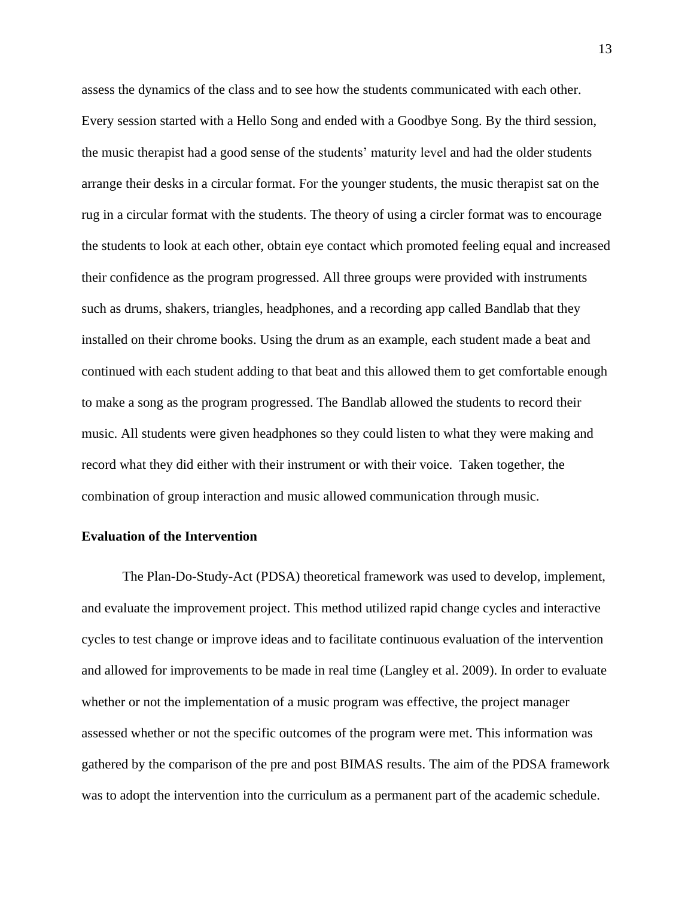assess the dynamics of the class and to see how the students communicated with each other. Every session started with a Hello Song and ended with a Goodbye Song. By the third session, the music therapist had a good sense of the students' maturity level and had the older students arrange their desks in a circular format. For the younger students, the music therapist sat on the rug in a circular format with the students. The theory of using a circler format was to encourage the students to look at each other, obtain eye contact which promoted feeling equal and increased their confidence as the program progressed. All three groups were provided with instruments such as drums, shakers, triangles, headphones, and a recording app called Bandlab that they installed on their chrome books. Using the drum as an example, each student made a beat and continued with each student adding to that beat and this allowed them to get comfortable enough to make a song as the program progressed. The Bandlab allowed the students to record their music. All students were given headphones so they could listen to what they were making and record what they did either with their instrument or with their voice. Taken together, the combination of group interaction and music allowed communication through music.

**Evaluation of the Intervention**

The Plan-Do-Study-Act (PDSA) theoretical framework was used to develop, implement, and evaluate the improvement project. This method utilized rapid change cycles and interactive cycles to test change or improve ideas and to facilitate continuous evaluation of the intervention and allowed for improvements to be made in real time (Langley et al. 2009). In order to evaluate whether or not the implementation of a music program was effective, the project manager assessed whether or not the specific outcomes of the program were met. This information was gathered by the comparison of the pre and post BIMAS results. The aim of the PDSA framework was to adopt the intervention into the curriculum as a permanent part of the academic schedule.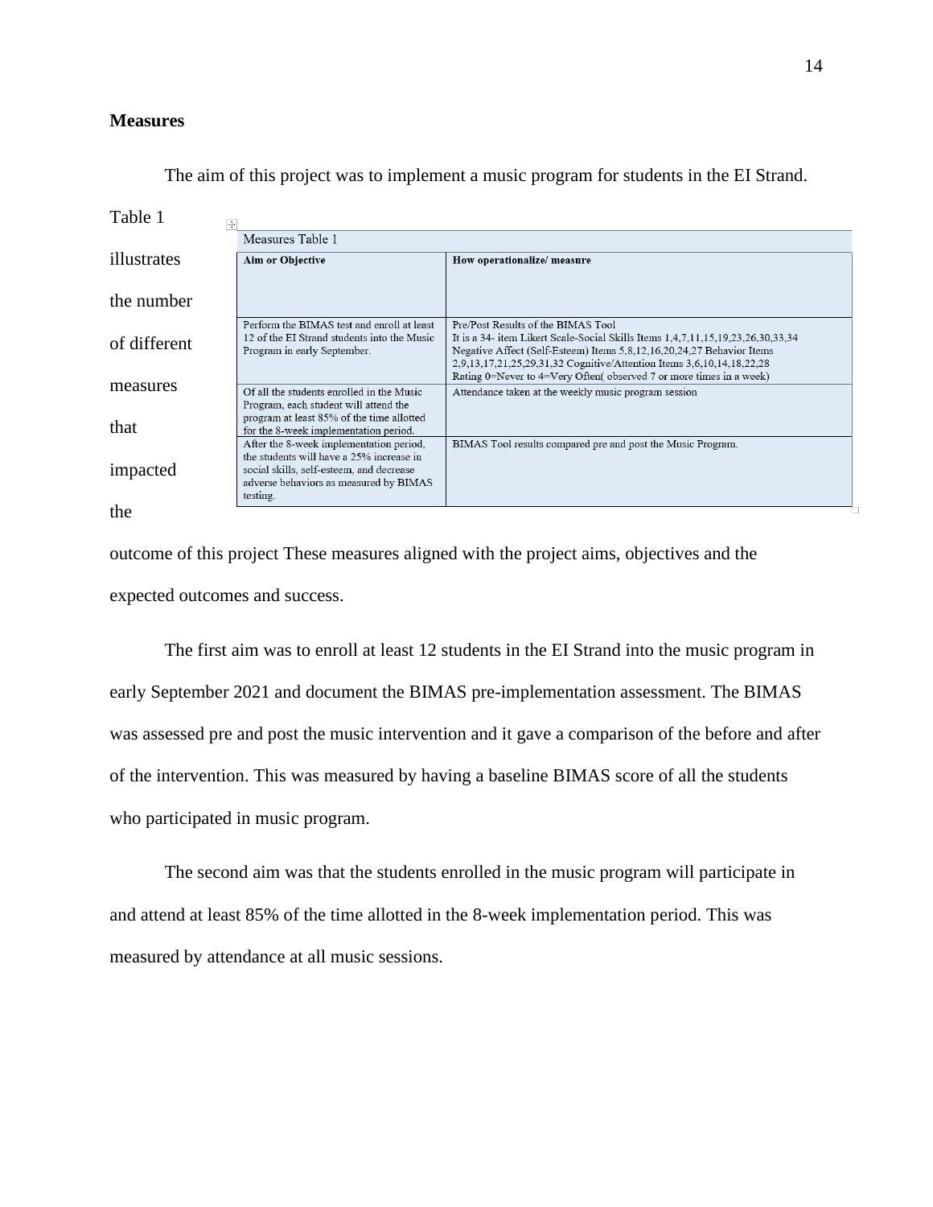**Measures**

The aim of this project was to implement a music program for students in the EI Strand. Table 1 illustrates the number of different measures that impacted the outcome of this project These measures aligned with the project aims, objectives and the expected outcomes and success.

| Measures Table 1 | |
|---|---|
| **Aim or Objective** | **How operationalize/ measure** |
| Perform the BIMAS test and enroll at least 12 of the EI Strand students into the Music Program in early September. | Pre/Post Results of the BIMAS Tool<br>It is a 34- item Likert Scale-Social Skills Items 1,4,7,11,15,19,23,26,30,33,34 Negative Affect (Self-Esteem) Items 5,8,12,16,20,24,27 Behavior Items 2,9,13,17,21,25,29,31,32 Cognitive/Attention Items 3,6,10,14,18,22,28<br>Rating 0=Never to 4=Very Often( observed 7 or more times in a week) |
| Of all the students enrolled in the Music Program, each student will attend the program at least 85% of the time allotted for the 8-week implementation period. | Attendance taken at the weekly music program session |
| After the 8-week implementation period, the students will have a 25% increase in social skills, self-esteem, and decrease adverse behaviors as measured by BIMAS testing. | BIMAS Tool results compared pre and post the Music Program. |

The first aim was to enroll at least 12 students in the EI Strand into the music program in early September 2021 and document the BIMAS pre-implementation assessment. The BIMAS was assessed pre and post the music intervention and it gave a comparison of the before and after of the intervention. This was measured by having a baseline BIMAS score of all the students who participated in music program.

The second aim was that the students enrolled in the music program will participate in and attend at least 85% of the time allotted in the 8-week implementation period. This was measured by attendance at all music sessions.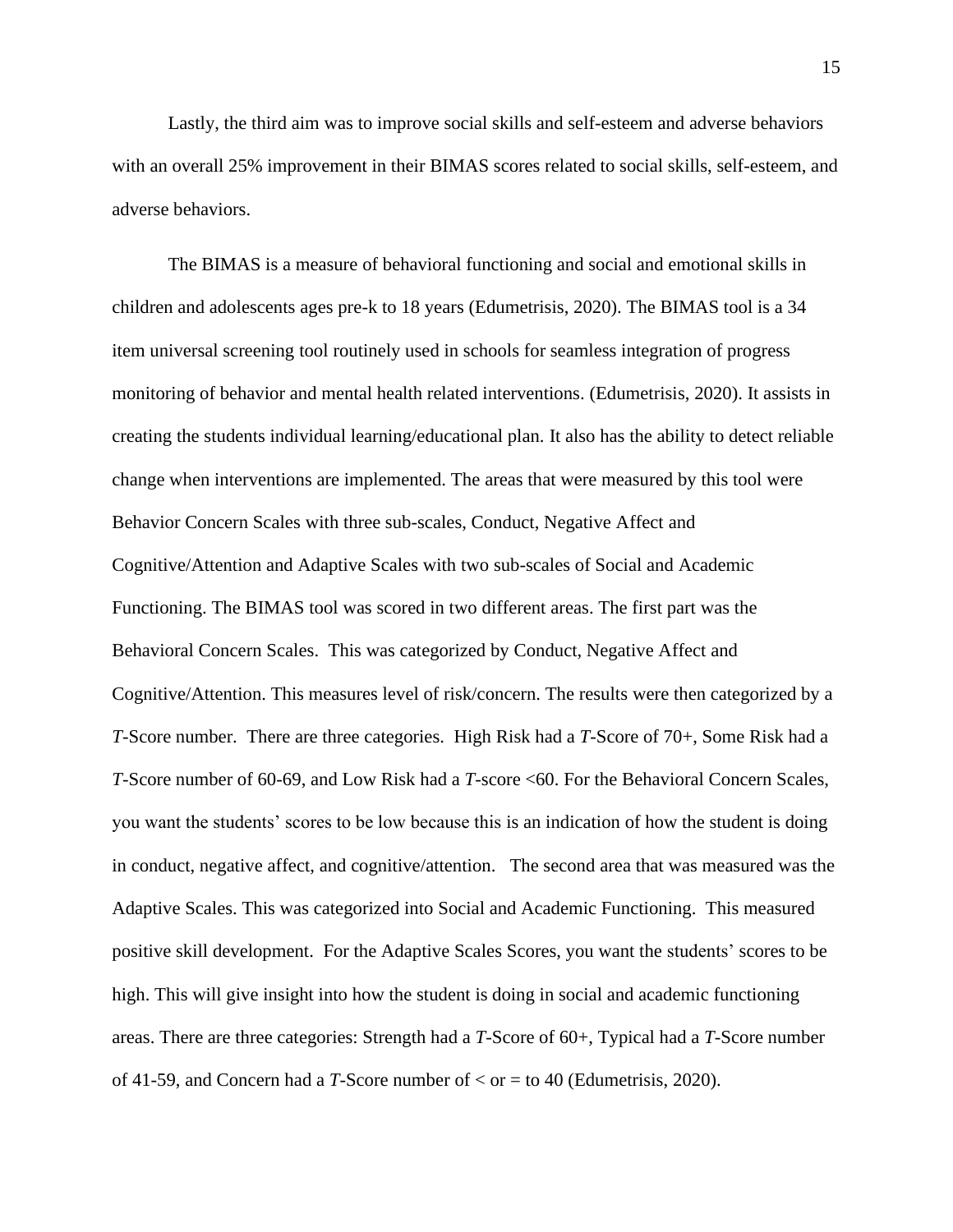Lastly, the third aim was to improve social skills and self-esteem and adverse behaviors with an overall 25% improvement in their BIMAS scores related to social skills, self-esteem, and adverse behaviors.

The BIMAS is a measure of behavioral functioning and social and emotional skills in children and adolescents ages pre-k to 18 years (Edumetrisis, 2020). The BIMAS tool is a 34 item universal screening tool routinely used in schools for seamless integration of progress monitoring of behavior and mental health related interventions. (Edumetrisis, 2020). It assists in creating the students individual learning/educational plan. It also has the ability to detect reliable change when interventions are implemented. The areas that were measured by this tool were Behavior Concern Scales with three sub-scales, Conduct, Negative Affect and Cognitive/Attention and Adaptive Scales with two sub-scales of Social and Academic Functioning. The BIMAS tool was scored in two different areas. The first part was the Behavioral Concern Scales. This was categorized by Conduct, Negative Affect and Cognitive/Attention. This measures level of risk/concern. The results were then categorized by a *T*-Score number. There are three categories. High Risk had a *T*-Score of 70+, Some Risk had a *T*-Score number of 60-69, and Low Risk had a *T*-score <60. For the Behavioral Concern Scales, you want the students' scores to be low because this is an indication of how the student is doing in conduct, negative affect, and cognitive/attention. The second area that was measured was the Adaptive Scales. This was categorized into Social and Academic Functioning. This measured positive skill development. For the Adaptive Scales Scores, you want the students' scores to be high. This will give insight into how the student is doing in social and academic functioning areas. There are three categories: Strength had a *T*-Score of 60+, Typical had a *T*-Score number of 41-59, and Concern had a *T*-Score number of < or = to 40 (Edumetrisis, 2020).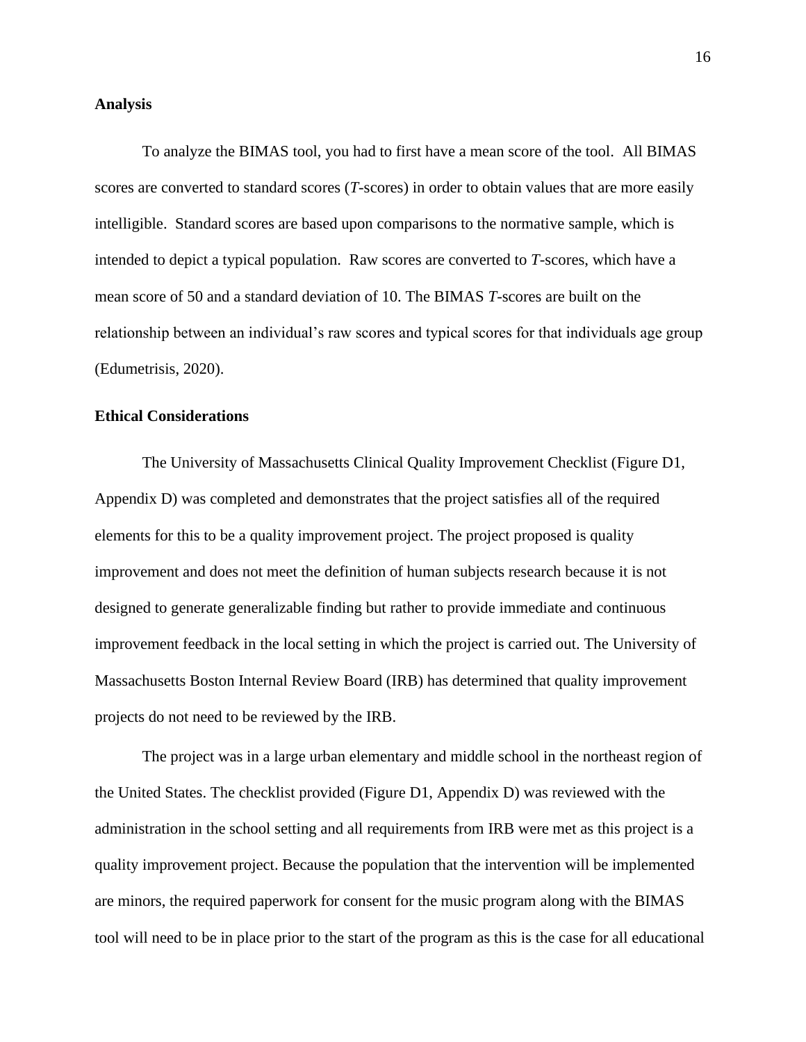**Analysis**

To analyze the BIMAS tool, you had to first have a mean score of the tool. All BIMAS scores are converted to standard scores (*T*-scores) in order to obtain values that are more easily intelligible. Standard scores are based upon comparisons to the normative sample, which is intended to depict a typical population. Raw scores are converted to *T*-scores, which have a mean score of 50 and a standard deviation of 10. The BIMAS *T*-scores are built on the relationship between an individual's raw scores and typical scores for that individuals age group (Edumetrisis, 2020).

**Ethical Considerations**

The University of Massachusetts Clinical Quality Improvement Checklist (Figure D1, Appendix D) was completed and demonstrates that the project satisfies all of the required elements for this to be a quality improvement project. The project proposed is quality improvement and does not meet the definition of human subjects research because it is not designed to generate generalizable finding but rather to provide immediate and continuous improvement feedback in the local setting in which the project is carried out. The University of Massachusetts Boston Internal Review Board (IRB) has determined that quality improvement projects do not need to be reviewed by the IRB.

The project was in a large urban elementary and middle school in the northeast region of the United States. The checklist provided (Figure D1, Appendix D) was reviewed with the administration in the school setting and all requirements from IRB were met as this project is a quality improvement project. Because the population that the intervention will be implemented are minors, the required paperwork for consent for the music program along with the BIMAS tool will need to be in place prior to the start of the program as this is the case for all educational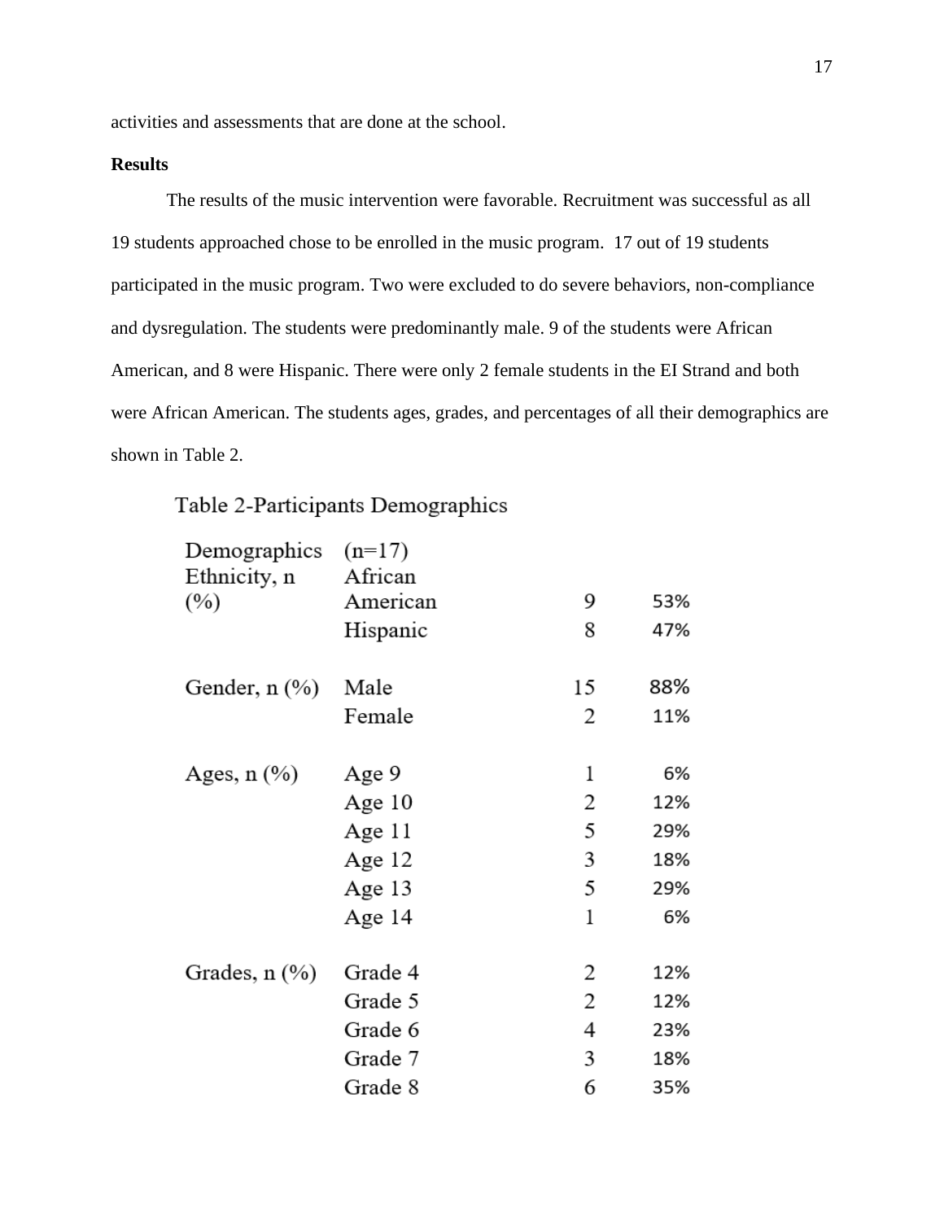activities and assessments that are done at the school.

**Results**

The results of the music intervention were favorable. Recruitment was successful as all 19 students approached chose to be enrolled in the music program.  17 out of 19 students participated in the music program. Two were excluded to do severe behaviors, non-compliance and dysregulation. The students were predominantly male. 9 of the students were African American, and 8 were Hispanic. There were only 2 female students in the EI Strand and both were African American. The students ages, grades, and percentages of all their demographics are shown in Table 2.

Table 2-Participants Demographics

| Demographics | (n=17) | | |
|---|---|---|---|
| Ethnicity, n (%) | African American | 9 | 53% |
| | Hispanic | 8 | 47% |
| Gender, n (%) | Male | 15 | 88% |
| | Female | 2 | 11% |
| Ages, n (%) | Age 9 | 1 | 6% |
| | Age 10 | 2 | 12% |
| | Age 11 | 5 | 29% |
| | Age 12 | 3 | 18% |
| | Age 13 | 5 | 29% |
| | Age 14 | 1 | 6% |
| Grades, n (%) | Grade 4 | 2 | 12% |
| | Grade 5 | 2 | 12% |
| | Grade 6 | 4 | 23% |
| | Grade 7 | 3 | 18% |
| | Grade 8 | 6 | 35% |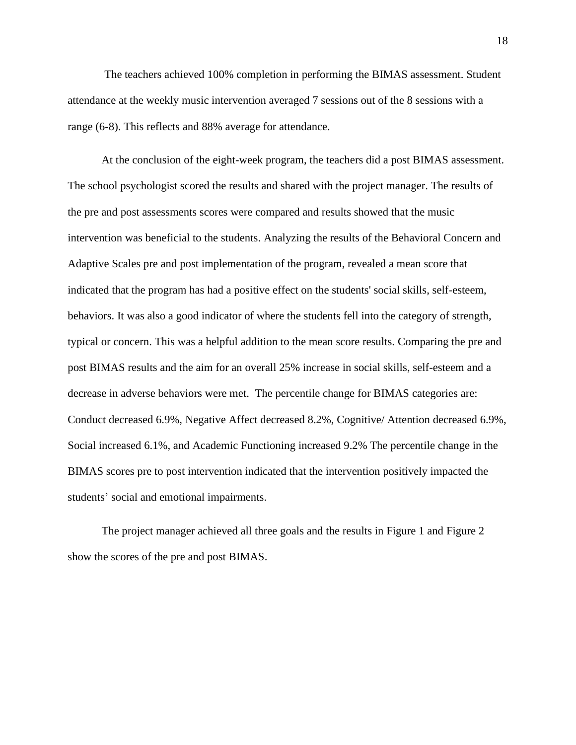The teachers achieved 100% completion in performing the BIMAS assessment. Student attendance at the weekly music intervention averaged 7 sessions out of the 8 sessions with a range (6-8). This reflects and 88% average for attendance.

At the conclusion of the eight-week program, the teachers did a post BIMAS assessment. The school psychologist scored the results and shared with the project manager. The results of the pre and post assessments scores were compared and results showed that the music intervention was beneficial to the students. Analyzing the results of the Behavioral Concern and Adaptive Scales pre and post implementation of the program, revealed a mean score that indicated that the program has had a positive effect on the students' social skills, self-esteem, behaviors. It was also a good indicator of where the students fell into the category of strength, typical or concern. This was a helpful addition to the mean score results. Comparing the pre and post BIMAS results and the aim for an overall 25% increase in social skills, self-esteem and a decrease in adverse behaviors were met. The percentile change for BIMAS categories are: Conduct decreased 6.9%, Negative Affect decreased 8.2%, Cognitive/ Attention decreased 6.9%, Social increased 6.1%, and Academic Functioning increased 9.2% The percentile change in the BIMAS scores pre to post intervention indicated that the intervention positively impacted the students' social and emotional impairments.

The project manager achieved all three goals and the results in Figure 1 and Figure 2 show the scores of the pre and post BIMAS.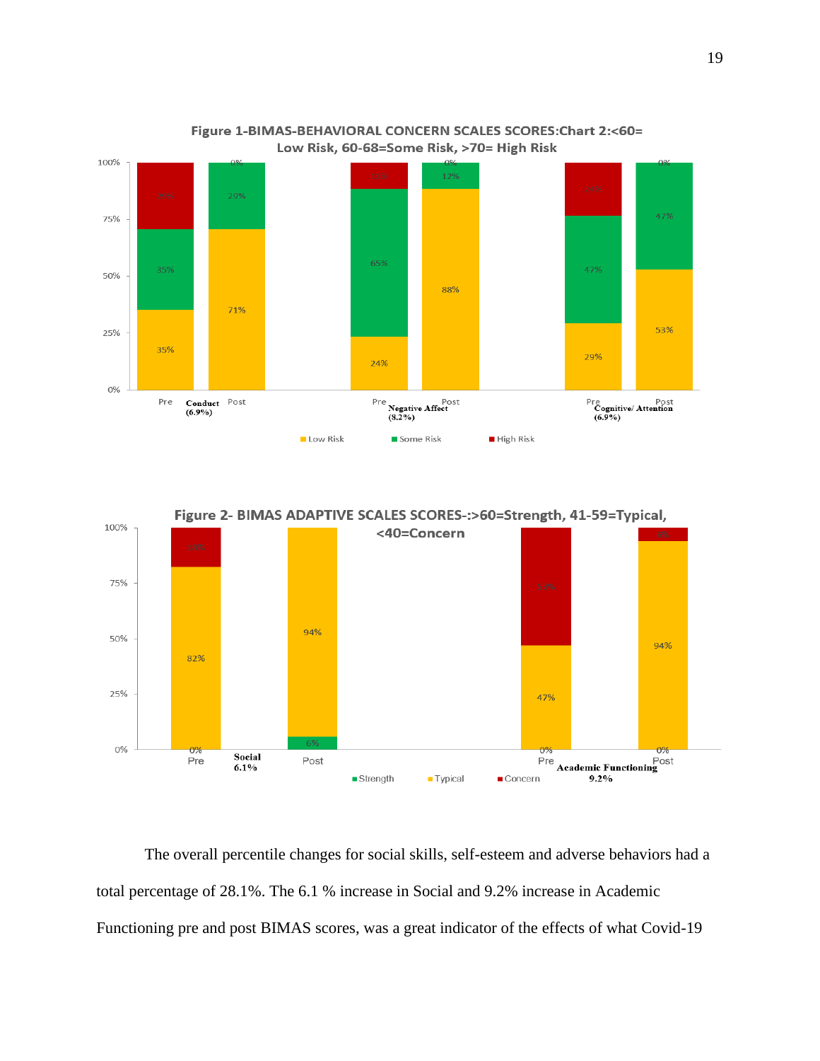**Figure 1-BIMAS-BEHAVIORAL CONCERN SCALES SCORES:Chart 2:<60= Low Risk, 60-68=Some Risk, >70= High Risk**

| | Conduct (6.9%) Pre | Conduct (6.9%) Post | Negative Affect (8.2%) Pre | Negative Affect (8.2%) Post | Cognitive/ Attention (6.9%) Pre | Cognitive/ Attention (6.9%) Post |
|---|---|---|---|---|---|---|
| Low Risk | 35% | 71% | 24% | 88% | 29% | 53% |
| Some Risk | 35% | 29% | 65% | 12% | 47% | 47% |
| High Risk | 29% | 0% | 12% | 0% | 24% | 0% |

**Figure 2- BIMAS ADAPTIVE SCALES SCORES-:>60=Strength, 41-59=Typical, <40=Concern**

| | Social 6.1% Pre | Social 6.1% Post | Academic Functioning 9.2% Pre | Academic Functioning 9.2% Post |
|---|---|---|---|---|
| Strength | 0% | 6% | 0% | 0% |
| Typical | 82% | 94% | 47% | 94% |
| Concern | 18% | | 53% | 6% |

The overall percentile changes for social skills, self-esteem and adverse behaviors had a total percentage of 28.1%. The 6.1 % increase in Social and 9.2% increase in Academic Functioning pre and post BIMAS scores, was a great indicator of the effects of what Covid-19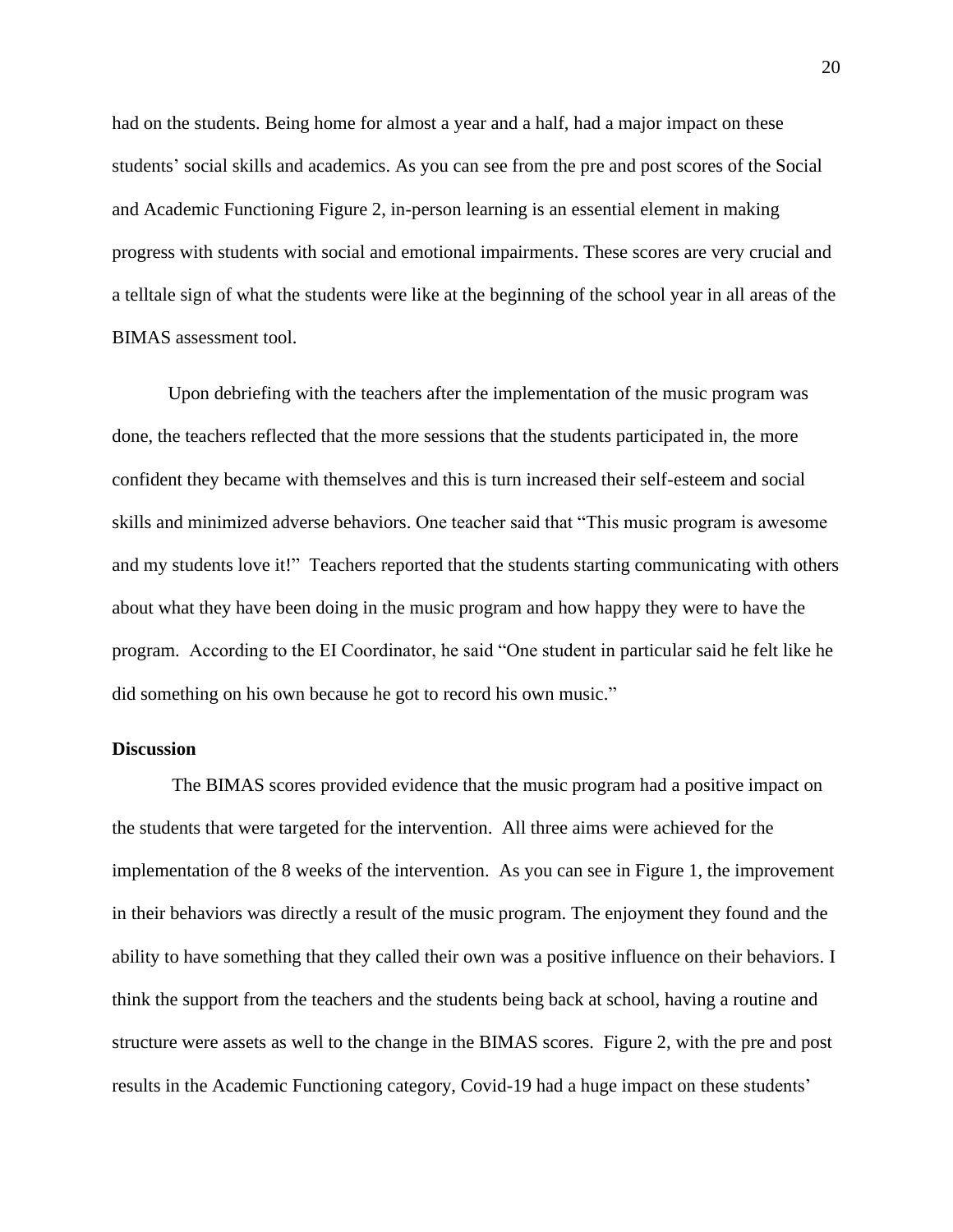had on the students. Being home for almost a year and a half, had a major impact on these students' social skills and academics. As you can see from the pre and post scores of the Social and Academic Functioning Figure 2, in-person learning is an essential element in making progress with students with social and emotional impairments. These scores are very crucial and a telltale sign of what the students were like at the beginning of the school year in all areas of the BIMAS assessment tool.

Upon debriefing with the teachers after the implementation of the music program was done, the teachers reflected that the more sessions that the students participated in, the more confident they became with themselves and this is turn increased their self-esteem and social skills and minimized adverse behaviors. One teacher said that "This music program is awesome and my students love it!" Teachers reported that the students starting communicating with others about what they have been doing in the music program and how happy they were to have the program. According to the EI Coordinator, he said "One student in particular said he felt like he did something on his own because he got to record his own music."

**Discussion**

The BIMAS scores provided evidence that the music program had a positive impact on the students that were targeted for the intervention. All three aims were achieved for the implementation of the 8 weeks of the intervention. As you can see in Figure 1, the improvement in their behaviors was directly a result of the music program. The enjoyment they found and the ability to have something that they called their own was a positive influence on their behaviors. I think the support from the teachers and the students being back at school, having a routine and structure were assets as well to the change in the BIMAS scores. Figure 2, with the pre and post results in the Academic Functioning category, Covid-19 had a huge impact on these students'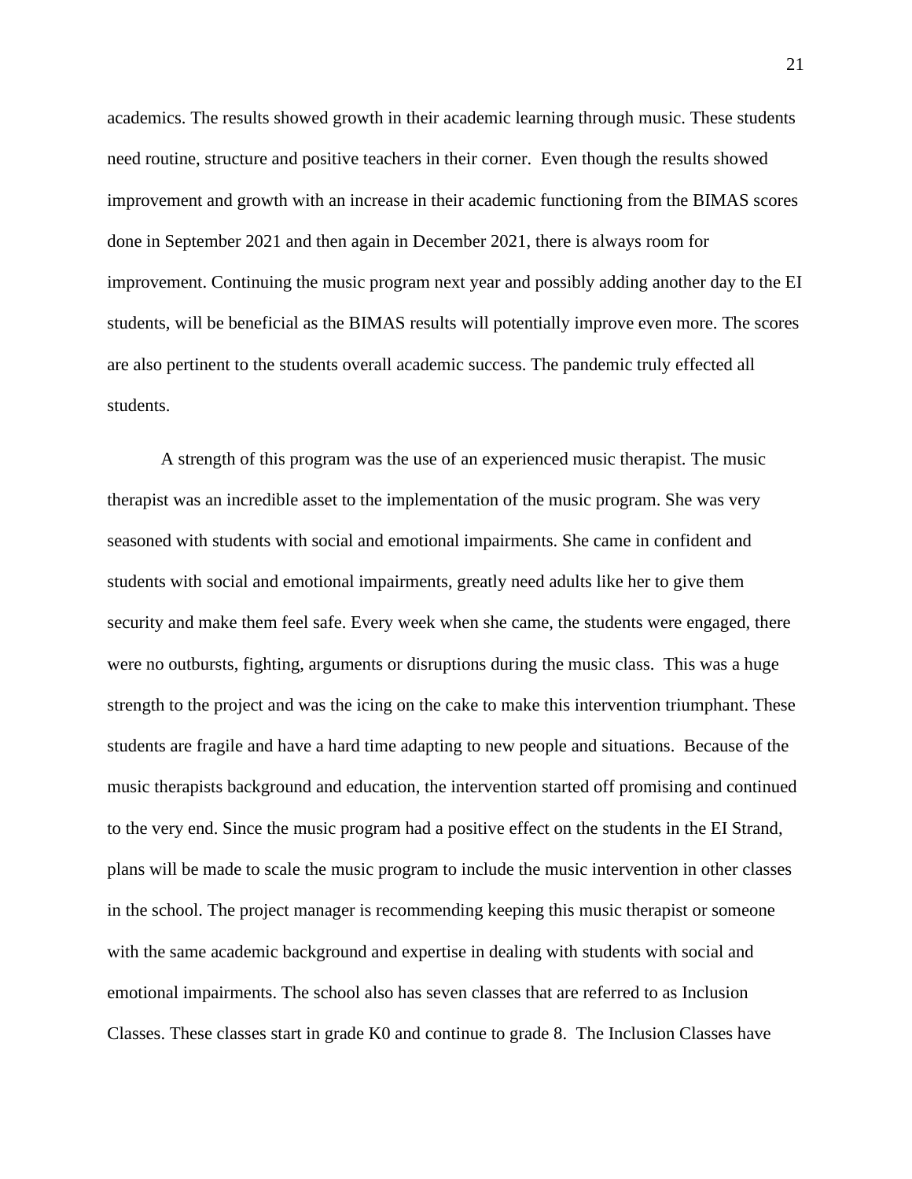academics. The results showed growth in their academic learning through music. These students need routine, structure and positive teachers in their corner. Even though the results showed improvement and growth with an increase in their academic functioning from the BIMAS scores done in September 2021 and then again in December 2021, there is always room for improvement. Continuing the music program next year and possibly adding another day to the EI students, will be beneficial as the BIMAS results will potentially improve even more. The scores are also pertinent to the students overall academic success. The pandemic truly effected all students.

A strength of this program was the use of an experienced music therapist. The music therapist was an incredible asset to the implementation of the music program. She was very seasoned with students with social and emotional impairments. She came in confident and students with social and emotional impairments, greatly need adults like her to give them security and make them feel safe. Every week when she came, the students were engaged, there were no outbursts, fighting, arguments or disruptions during the music class. This was a huge strength to the project and was the icing on the cake to make this intervention triumphant. These students are fragile and have a hard time adapting to new people and situations. Because of the music therapists background and education, the intervention started off promising and continued to the very end. Since the music program had a positive effect on the students in the EI Strand, plans will be made to scale the music program to include the music intervention in other classes in the school. The project manager is recommending keeping this music therapist or someone with the same academic background and expertise in dealing with students with social and emotional impairments. The school also has seven classes that are referred to as Inclusion Classes. These classes start in grade K0 and continue to grade 8. The Inclusion Classes have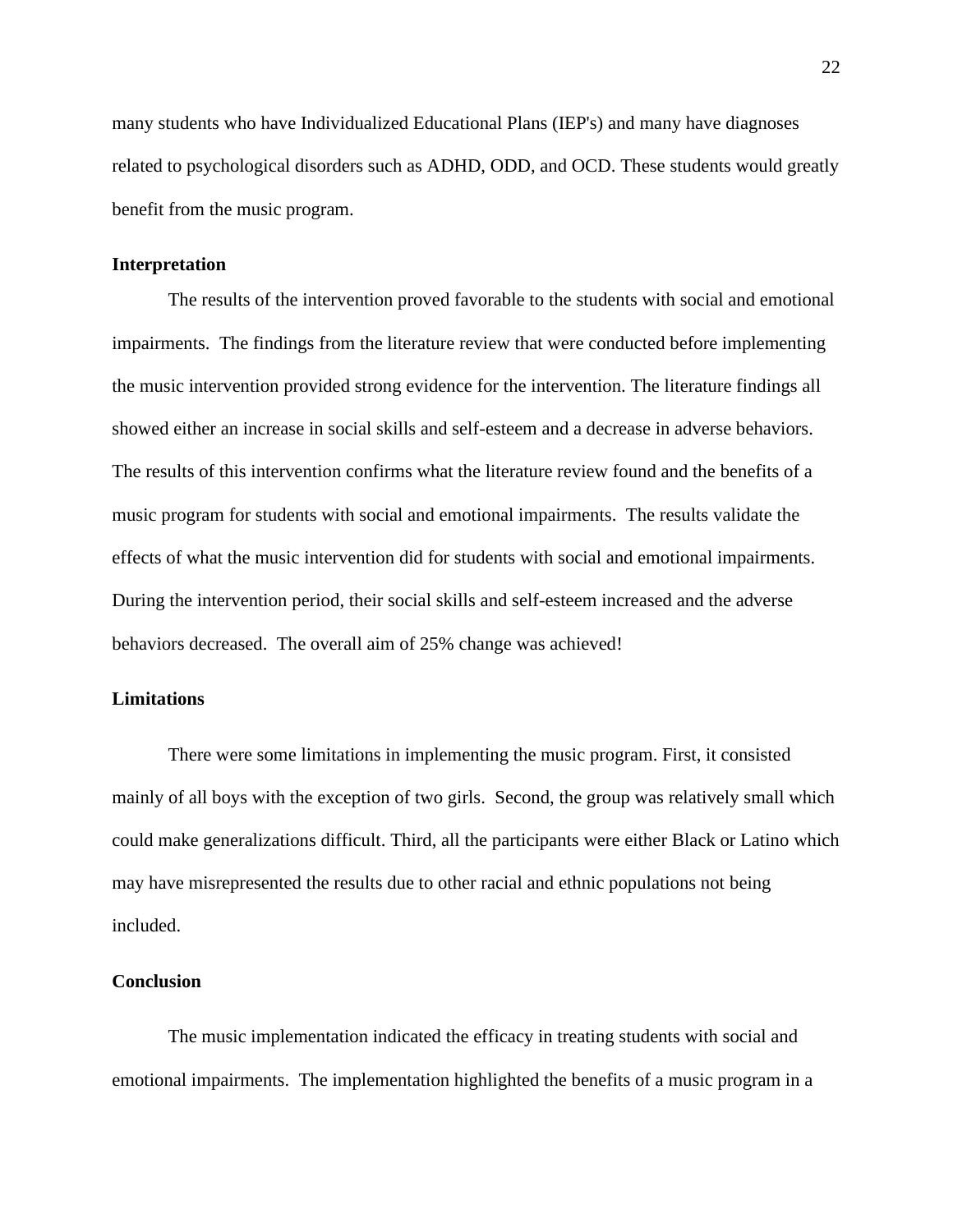many students who have Individualized Educational Plans (IEP's) and many have diagnoses related to psychological disorders such as ADHD, ODD, and OCD. These students would greatly benefit from the music program.

**Interpretation**

The results of the intervention proved favorable to the students with social and emotional impairments. The findings from the literature review that were conducted before implementing the music intervention provided strong evidence for the intervention. The literature findings all showed either an increase in social skills and self-esteem and a decrease in adverse behaviors. The results of this intervention confirms what the literature review found and the benefits of a music program for students with social and emotional impairments. The results validate the effects of what the music intervention did for students with social and emotional impairments. During the intervention period, their social skills and self-esteem increased and the adverse behaviors decreased. The overall aim of 25% change was achieved!

**Limitations**

There were some limitations in implementing the music program. First, it consisted mainly of all boys with the exception of two girls. Second, the group was relatively small which could make generalizations difficult. Third, all the participants were either Black or Latino which may have misrepresented the results due to other racial and ethnic populations not being included.

**Conclusion**

The music implementation indicated the efficacy in treating students with social and emotional impairments. The implementation highlighted the benefits of a music program in a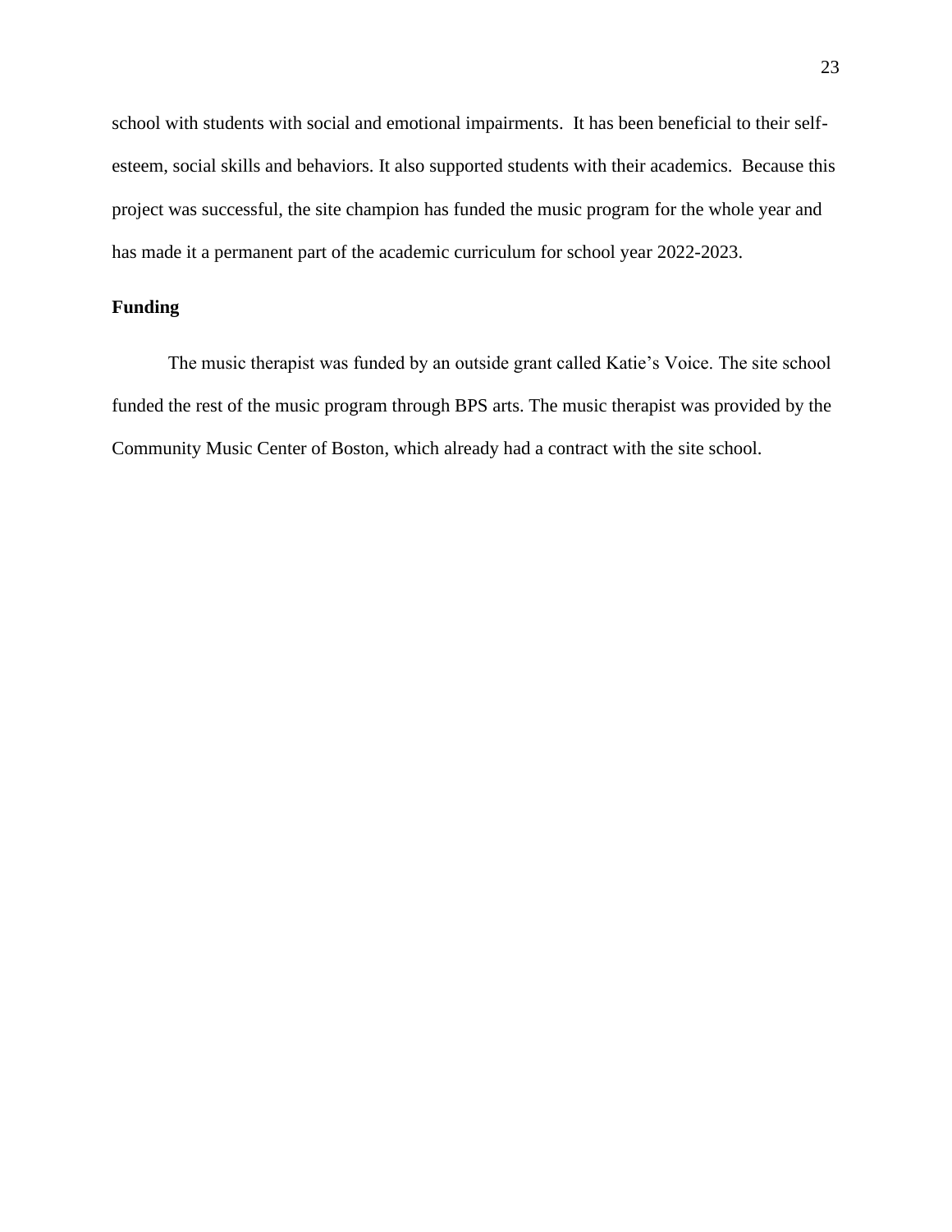school with students with social and emotional impairments. It has been beneficial to their self-esteem, social skills and behaviors. It also supported students with their academics. Because this project was successful, the site champion has funded the music program for the whole year and has made it a permanent part of the academic curriculum for school year 2022-2023.

**Funding**

The music therapist was funded by an outside grant called Katie's Voice. The site school funded the rest of the music program through BPS arts. The music therapist was provided by the Community Music Center of Boston, which already had a contract with the site school.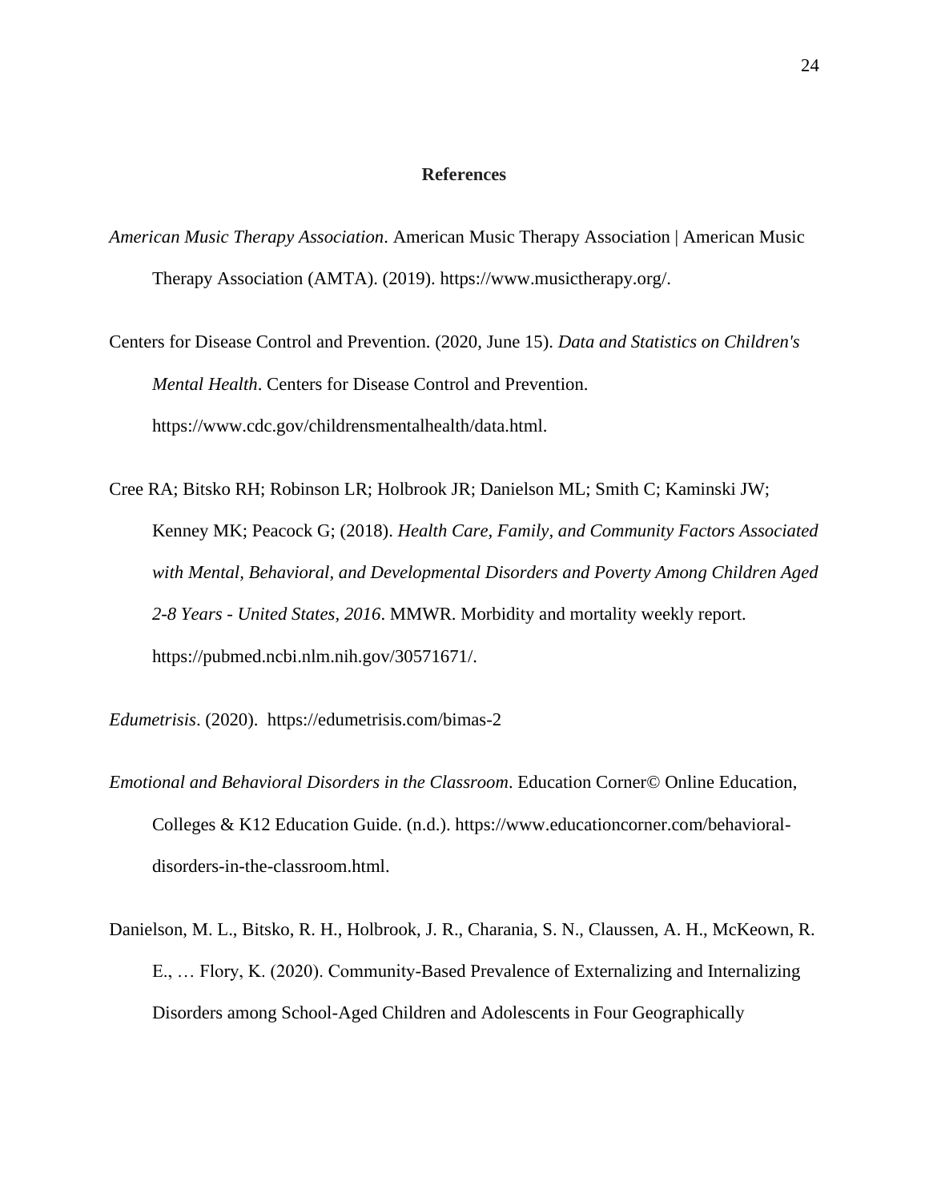# References

*American Music Therapy Association*. American Music Therapy Association | American Music Therapy Association (AMTA). (2019). https://www.musictherapy.org/.

Centers for Disease Control and Prevention. (2020, June 15). *Data and Statistics on Children's Mental Health*. Centers for Disease Control and Prevention. https://www.cdc.gov/childrensmentalhealth/data.html.

Cree RA; Bitsko RH; Robinson LR; Holbrook JR; Danielson ML; Smith C; Kaminski JW; Kenney MK; Peacock G; (2018). *Health Care, Family, and Community Factors Associated with Mental, Behavioral, and Developmental Disorders and Poverty Among Children Aged 2-8 Years - United States, 2016*. MMWR. Morbidity and mortality weekly report. https://pubmed.ncbi.nlm.nih.gov/30571671/.

*Edumetrisis*. (2020). https://edumetrisis.com/bimas-2

*Emotional and Behavioral Disorders in the Classroom*. Education Corner© Online Education, Colleges & K12 Education Guide. (n.d.). https://www.educationcorner.com/behavioral-disorders-in-the-classroom.html.

Danielson, M. L., Bitsko, R. H., Holbrook, J. R., Charania, S. N., Claussen, A. H., McKeown, R. E., … Flory, K. (2020). Community-Based Prevalence of Externalizing and Internalizing Disorders among School-Aged Children and Adolescents in Four Geographically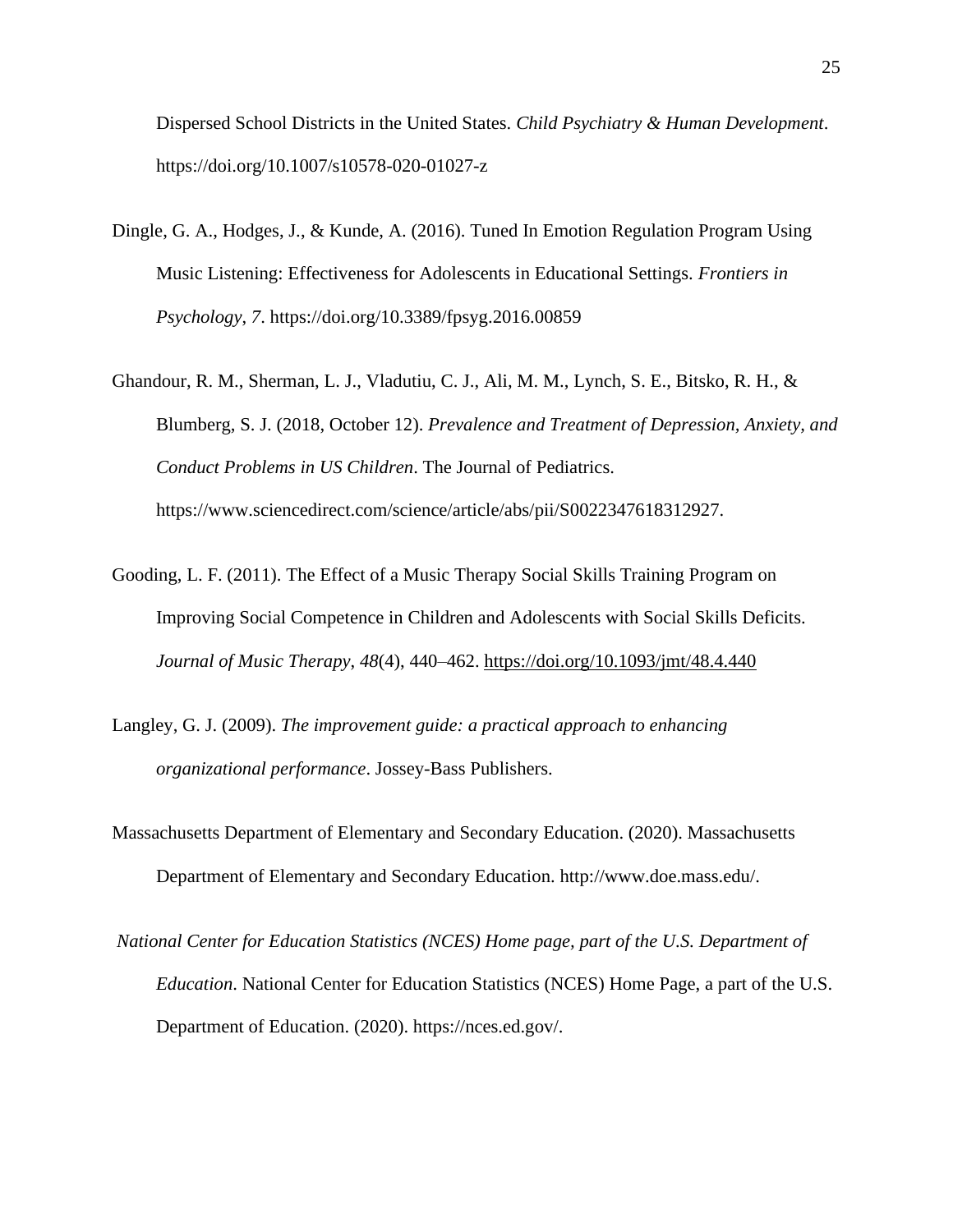Dispersed School Districts in the United States. *Child Psychiatry & Human Development*. https://doi.org/10.1007/s10578-020-01027-z

Dingle, G. A., Hodges, J., & Kunde, A. (2016). Tuned In Emotion Regulation Program Using Music Listening: Effectiveness for Adolescents in Educational Settings. *Frontiers in Psychology*, *7*. https://doi.org/10.3389/fpsyg.2016.00859

Ghandour, R. M., Sherman, L. J., Vladutiu, C. J., Ali, M. M., Lynch, S. E., Bitsko, R. H., & Blumberg, S. J. (2018, October 12). *Prevalence and Treatment of Depression, Anxiety, and Conduct Problems in US Children*. The Journal of Pediatrics. https://www.sciencedirect.com/science/article/abs/pii/S0022347618312927.

Gooding, L. F. (2011). The Effect of a Music Therapy Social Skills Training Program on Improving Social Competence in Children and Adolescents with Social Skills Deficits. *Journal of Music Therapy, 48*(4), 440–462. https://doi.org/10.1093/jmt/48.4.440

Langley, G. J. (2009). *The improvement guide: a practical approach to enhancing organizational performance*. Jossey-Bass Publishers.

Massachusetts Department of Elementary and Secondary Education. (2020). Massachusetts Department of Elementary and Secondary Education. http://www.doe.mass.edu/.

*National Center for Education Statistics (NCES) Home page, part of the U.S. Department of Education*. National Center for Education Statistics (NCES) Home Page, a part of the U.S. Department of Education. (2020). https://nces.ed.gov/.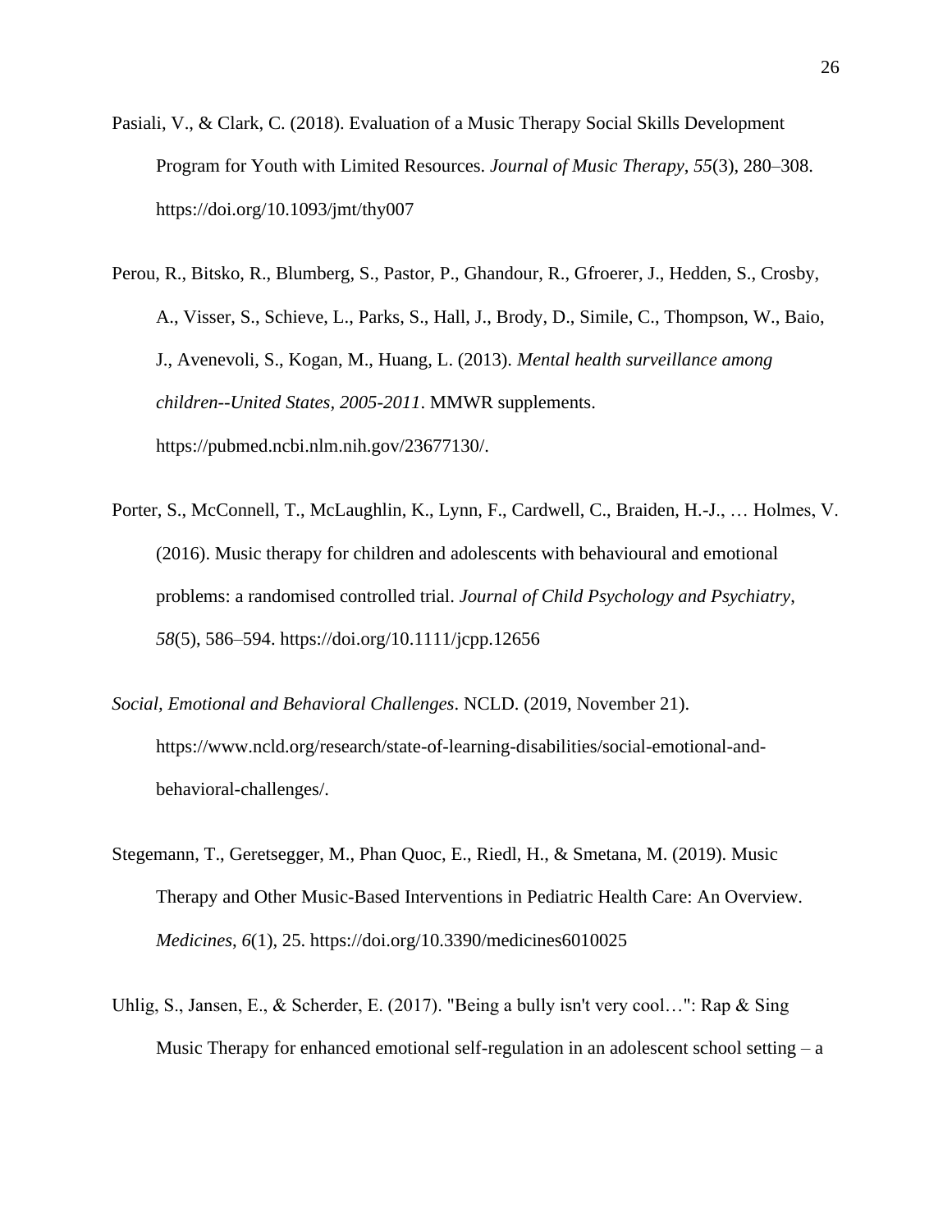Pasiali, V., & Clark, C. (2018). Evaluation of a Music Therapy Social Skills Development Program for Youth with Limited Resources. *Journal of Music Therapy*, *55*(3), 280–308. https://doi.org/10.1093/jmt/thy007

Perou, R., Bitsko, R., Blumberg, S., Pastor, P., Ghandour, R., Gfroerer, J., Hedden, S., Crosby, A., Visser, S., Schieve, L., Parks, S., Hall, J., Brody, D., Simile, C., Thompson, W., Baio, J., Avenevoli, S., Kogan, M., Huang, L. (2013). *Mental health surveillance among children--United States, 2005-2011*. MMWR supplements. https://pubmed.ncbi.nlm.nih.gov/23677130/.

Porter, S., McConnell, T., McLaughlin, K., Lynn, F., Cardwell, C., Braiden, H.-J., … Holmes, V. (2016). Music therapy for children and adolescents with behavioural and emotional problems: a randomised controlled trial. *Journal of Child Psychology and Psychiatry*, *58*(5), 586–594. https://doi.org/10.1111/jcpp.12656

*Social, Emotional and Behavioral Challenges*. NCLD. (2019, November 21). https://www.ncld.org/research/state-of-learning-disabilities/social-emotional-and-behavioral-challenges/.

Stegemann, T., Geretsegger, M., Phan Quoc, E., Riedl, H., & Smetana, M. (2019). Music Therapy and Other Music-Based Interventions in Pediatric Health Care: An Overview. *Medicines*, *6*(1), 25. https://doi.org/10.3390/medicines6010025

Uhlig, S., Jansen, E., & Scherder, E. (2017). "Being a bully isn't very cool…": Rap & Sing Music Therapy for enhanced emotional self-regulation in an adolescent school setting – a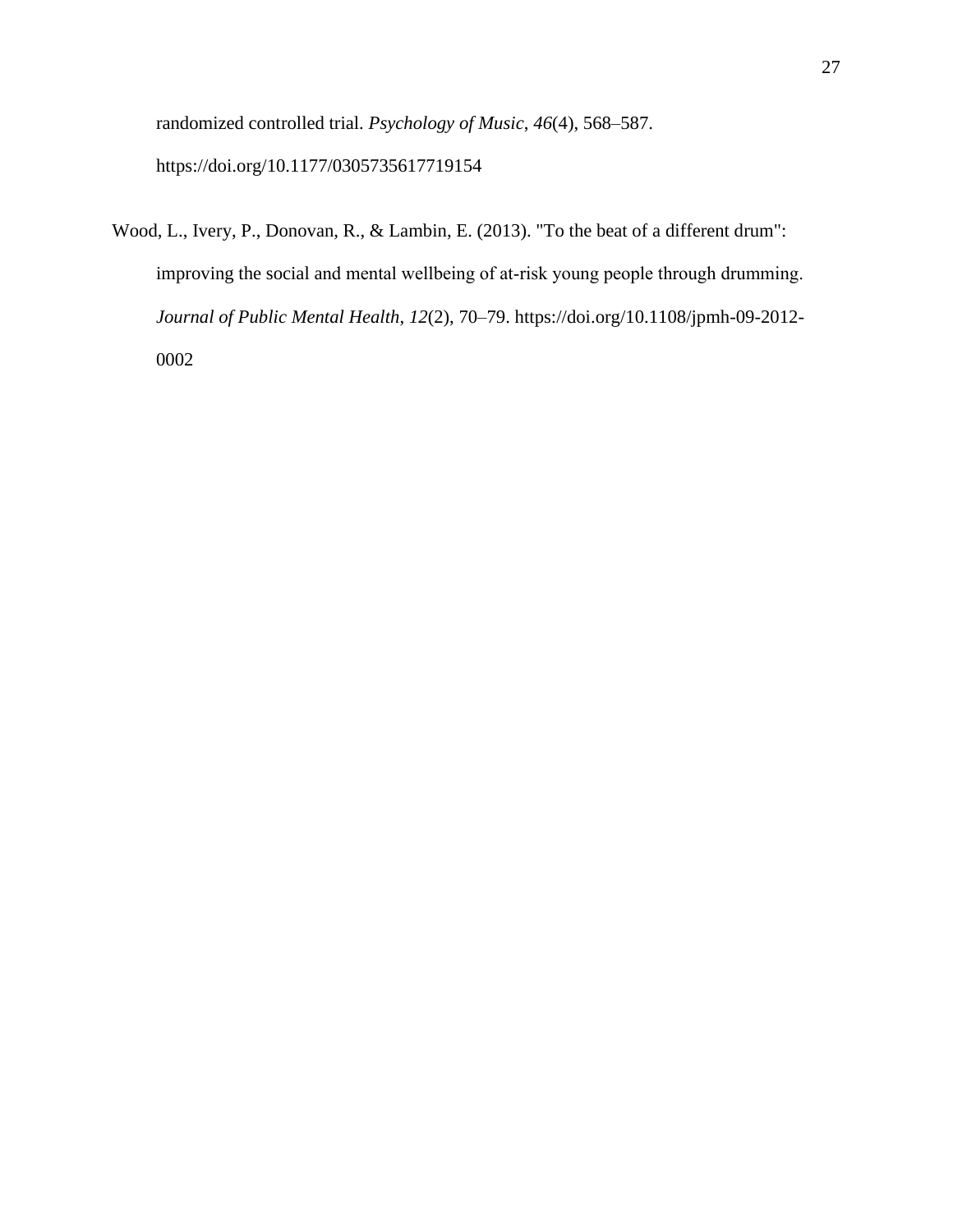randomized controlled trial. *Psychology of Music*, *46*(4), 568–587. https://doi.org/10.1177/0305735617719154

Wood, L., Ivery, P., Donovan, R., & Lambin, E. (2013). "To the beat of a different drum": improving the social and mental wellbeing of at-risk young people through drumming. *Journal of Public Mental Health*, *12*(2), 70–79. https://doi.org/10.1108/jpmh-09-2012-0002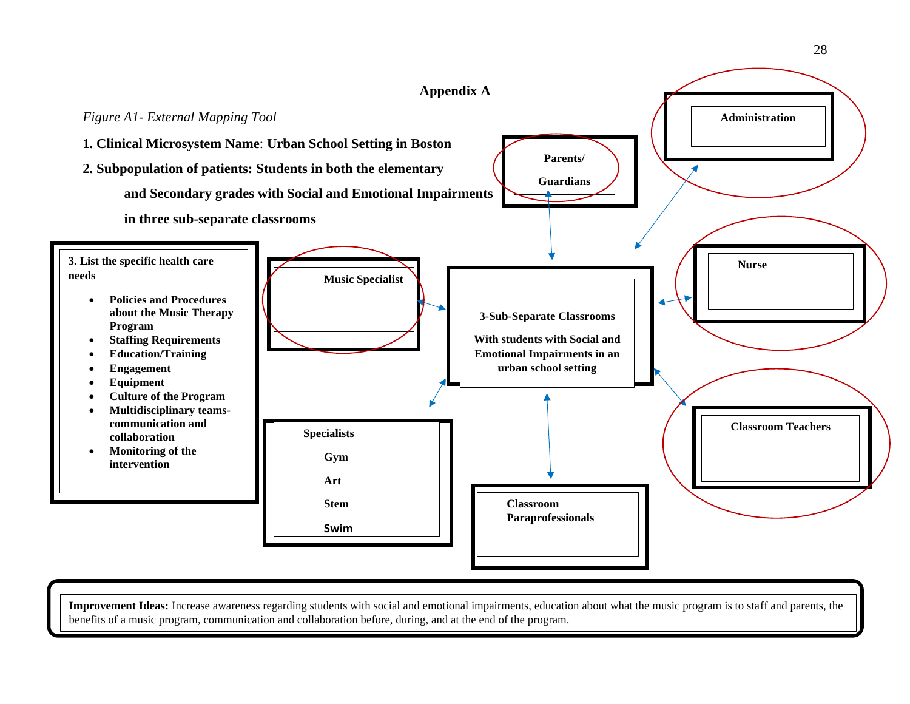# Appendix A

*Figure A1- External Mapping Tool*

**1. Clinical Microsystem Name**: **Urban School Setting in Boston**

**2. Subpopulation of patients: Students in both the elementary and Secondary grades with Social and Emotional Impairments in three sub-separate classrooms**

**3. List the specific health care needs**

- **Policies and Procedures about the Music Therapy Program**
- **Staffing Requirements**
- **Education/Training**
- **Engagement**
- **Equipment**
- **Culture of the Program**
- **Multidisciplinary teams- communication and collaboration**
- **Monitoring of the intervention**

**Music Specialist**

**Parents/ Guardians**

**Administration**

**3-Sub-Separate Classrooms**

**With students with Social and Emotional Impairments in an urban school setting**

**Nurse**

**Classroom Teachers**

**Specialists**

**Gym**

**Art**

**Stem**

**Swim**

**Classroom Paraprofessionals**

**Improvement Ideas:** Increase awareness regarding students with social and emotional impairments, education about what the music program is to staff and parents, the benefits of a music program, communication and collaboration before, during, and at the end of the program.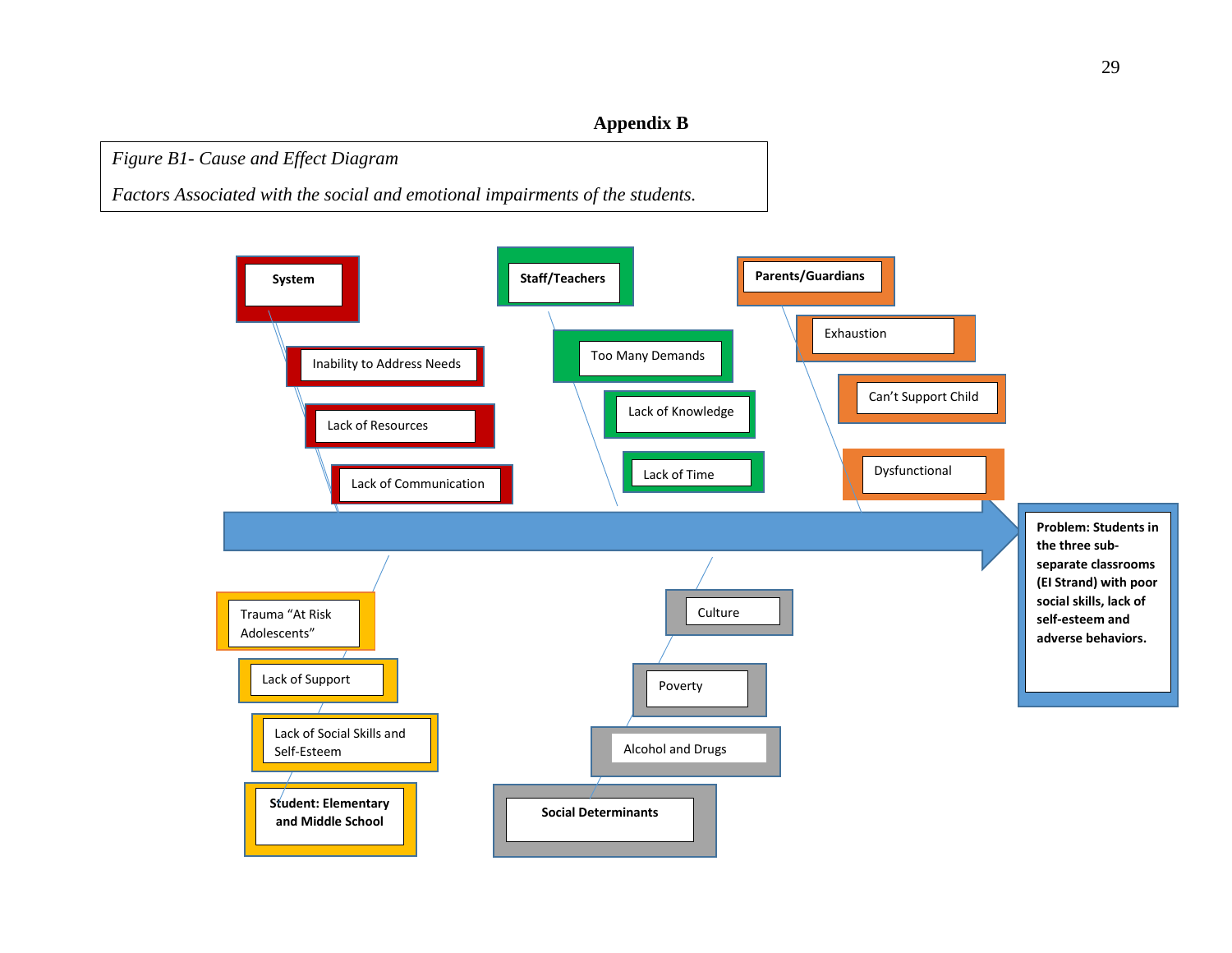# Appendix B

*Figure B1- Cause and Effect Diagram*

*Factors Associated with the social and emotional impairments of the students.*

**System**

- Inability to Address Needs
- Lack of Resources
- Lack of Communication

**Staff/Teachers**

- Too Many Demands
- Lack of Knowledge
- Lack of Time

**Parents/Guardians**

- Exhaustion
- Can't Support Child
- Dysfunctional

**Student: Elementary and Middle School**

- Trauma "At Risk Adolescents"
- Lack of Support
- Lack of Social Skills and Self-Esteem

**Social Determinants**

- Culture
- Poverty
- Alcohol and Drugs

**Problem: Students in the three sub-separate classrooms (EI Strand) with poor social skills, lack of self-esteem and adverse behaviors.**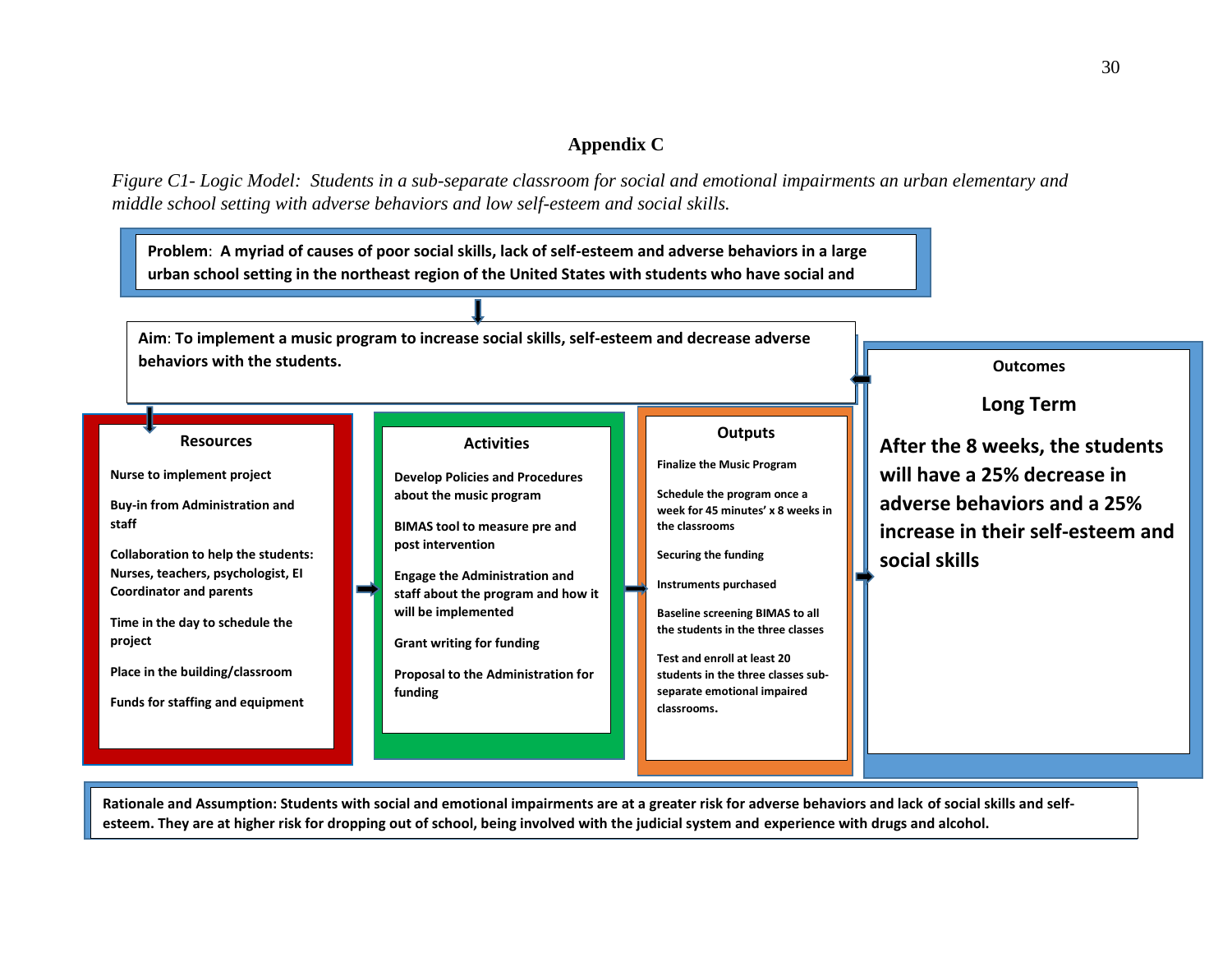## Appendix C

*Figure C1- Logic Model: Students in a sub-separate classroom for social and emotional impairments an urban elementary and middle school setting with adverse behaviors and low self-esteem and social skills.*

**Problem**: **A myriad of causes of poor social skills, lack of self-esteem and adverse behaviors in a large urban school setting in the northeast region of the United States with students who have social and**

**Aim**: **To implement a music program to increase social skills, self-esteem and decrease adverse behaviors with the students.**

### Resources

- Nurse to implement project
- Buy-in from Administration and staff
- Collaboration to help the students: Nurses, teachers, psychologist, EI Coordinator and parents
- Time in the day to schedule the project
- Place in the building/classroom
- Funds for staffing and equipment

### Activities

- Develop Policies and Procedures about the music program
- BIMAS tool to measure pre and post intervention
- Engage the Administration and staff about the program and how it will be implemented
- Grant writing for funding
- Proposal to the Administration for funding

### Outputs

- Finalize the Music Program
- Schedule the program once a week for 45 minutes' x 8 weeks in the classrooms
- Securing the funding
- Instruments purchased
- Baseline screening BIMAS to all the students in the three classes
- Test and enroll at least 20 students in the three classes sub-separate emotional impaired classrooms.

### Outcomes

#### Long Term

**After the 8 weeks, the students will have a 25% decrease in adverse behaviors and a 25% increase in their self-esteem and social skills**

**Rationale and Assumption: Students with social and emotional impairments are at a greater risk for adverse behaviors and lack of social skills and self-esteem. They are at higher risk for dropping out of school, being involved with the judicial system and experience with drugs and alcohol.**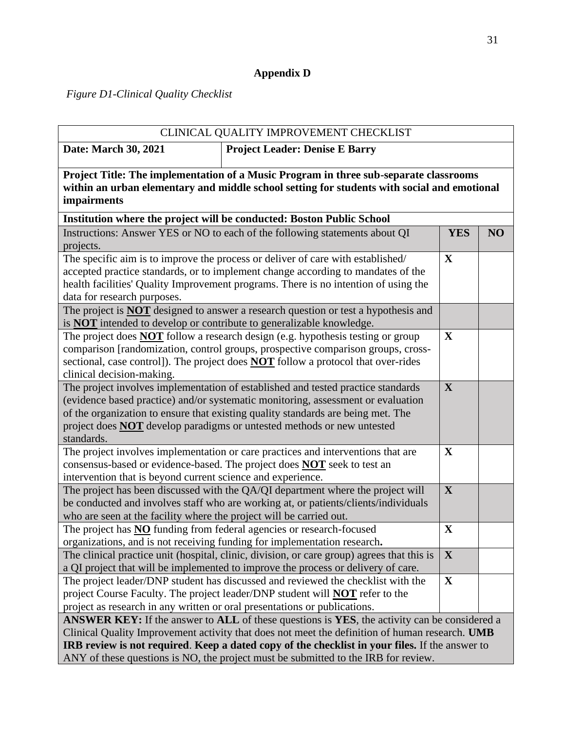# Appendix D

*Figure D1-Clinical Quality Checklist*

| CLINICAL QUALITY IMPROVEMENT CHECKLIST | | |
|---|---|---|
| **Date: March 30, 2021** | **Project Leader: Denise E Barry** | |
| **Project Title: The implementation of a Music Program in three sub-separate classrooms within an urban elementary and middle school setting for students with social and emotional impairments** | | |
| **Institution where the project will be conducted: Boston Public School** | | |
| Instructions: Answer YES or NO to each of the following statements about QI projects. | **YES** | **NO** |
| The specific aim is to improve the process or deliver of care with established/ accepted practice standards, or to implement change according to mandates of the health facilities' Quality Improvement programs. There is no intention of using the data for research purposes. | **X** | |
| The project is **NOT** designed to answer a research question or test a hypothesis and is **NOT** intended to develop or contribute to generalizable knowledge. | | |
| The project does **NOT** follow a research design (e.g. hypothesis testing or group comparison [randomization, control groups, prospective comparison groups, cross-sectional, case control]). The project does **NOT** follow a protocol that over-rides clinical decision-making. | **X** | |
| The project involves implementation of established and tested practice standards (evidence based practice) and/or systematic monitoring, assessment or evaluation of the organization to ensure that existing quality standards are being met. The project does **NOT** develop paradigms or untested methods or new untested standards. | **X** | |
| The project involves implementation or care practices and interventions that are consensus-based or evidence-based. The project does **NOT** seek to test an intervention that is beyond current science and experience. | **X** | |
| The project has been discussed with the QA/QI department where the project will be conducted and involves staff who are working at, or patients/clients/individuals who are seen at the facility where the project will be carried out. | **X** | |
| The project has **NO** funding from federal agencies or research-focused organizations, and is not receiving funding for implementation research**.** | **X** | |
| The clinical practice unit (hospital, clinic, division, or care group) agrees that this is a QI project that will be implemented to improve the process or delivery of care. | **X** | |
| The project leader/DNP student has discussed and reviewed the checklist with the project Course Faculty. The project leader/DNP student will **NOT** refer to the project as research in any written or oral presentations or publications. | **X** | |
| **ANSWER KEY:** If the answer to **ALL** of these questions is **YES**, the activity can be considered a Clinical Quality Improvement activity that does not meet the definition of human research. **UMB IRB review is not required**. **Keep a dated copy of the checklist in your files.** If the answer to ANY of these questions is NO, the project must be submitted to the IRB for review. | | |